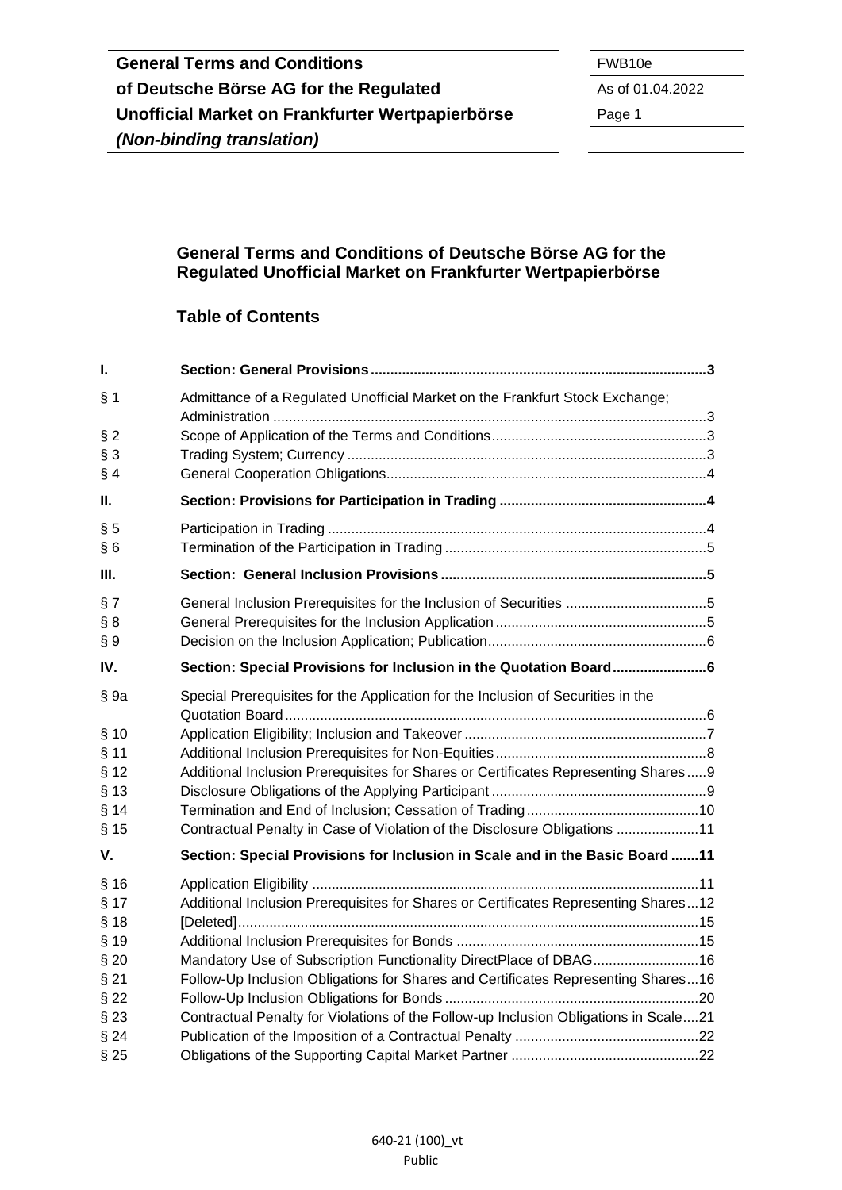## General Terms and Conditions of Deutsche Börse AG for the Regulated Unofficial Market on Frankfurter Wertpapierbörse

### Table of Contents

| | | |
|---|---|---|
| **I.** | **Section: General Provisions** | **3** |
| § 1 | Admittance of a Regulated Unofficial Market on the Frankfurt Stock Exchange; Administration | 3 |
| § 2 | Scope of Application of the Terms and Conditions | 3 |
| § 3 | Trading System; Currency | 3 |
| § 4 | General Cooperation Obligations | 4 |
| **II.** | **Section: Provisions for Participation in Trading** | **4** |
| § 5 | Participation in Trading | 4 |
| § 6 | Termination of the Participation in Trading | 5 |
| **III.** | **Section: General Inclusion Provisions** | **5** |
| § 7 | General Inclusion Prerequisites for the Inclusion of Securities | 5 |
| § 8 | General Prerequisites for the Inclusion Application | 5 |
| § 9 | Decision on the Inclusion Application; Publication | 6 |
| **IV.** | **Section: Special Provisions for Inclusion in the Quotation Board** | **6** |
| § 9a | Special Prerequisites for the Application for the Inclusion of Securities in the Quotation Board | 6 |
| § 10 | Application Eligibility; Inclusion and Takeover | 7 |
| § 11 | Additional Inclusion Prerequisites for Non-Equities | 8 |
| § 12 | Additional Inclusion Prerequisites for Shares or Certificates Representing Shares | 9 |
| § 13 | Disclosure Obligations of the Applying Participant | 9 |
| § 14 | Termination and End of Inclusion; Cessation of Trading | 10 |
| § 15 | Contractual Penalty in Case of Violation of the Disclosure Obligations | 11 |
| **V.** | **Section: Special Provisions for Inclusion in Scale and in the Basic Board** | **11** |
| § 16 | Application Eligibility | 11 |
| § 17 | Additional Inclusion Prerequisites for Shares or Certificates Representing Shares | 12 |
| § 18 | [Deleted] | 15 |
| § 19 | Additional Inclusion Prerequisites for Bonds | 15 |
| § 20 | Mandatory Use of Subscription Functionality DirectPlace of DBAG | 16 |
| § 21 | Follow-Up Inclusion Obligations for Shares and Certificates Representing Shares | 16 |
| § 22 | Follow-Up Inclusion Obligations for Bonds | 20 |
| § 23 | Contractual Penalty for Violations of the Follow-up Inclusion Obligations in Scale | 21 |
| § 24 | Publication of the Imposition of a Contractual Penalty | 22 |
| § 25 | Obligations of the Supporting Capital Market Partner | 22 |

640-21 (100)_vt
Public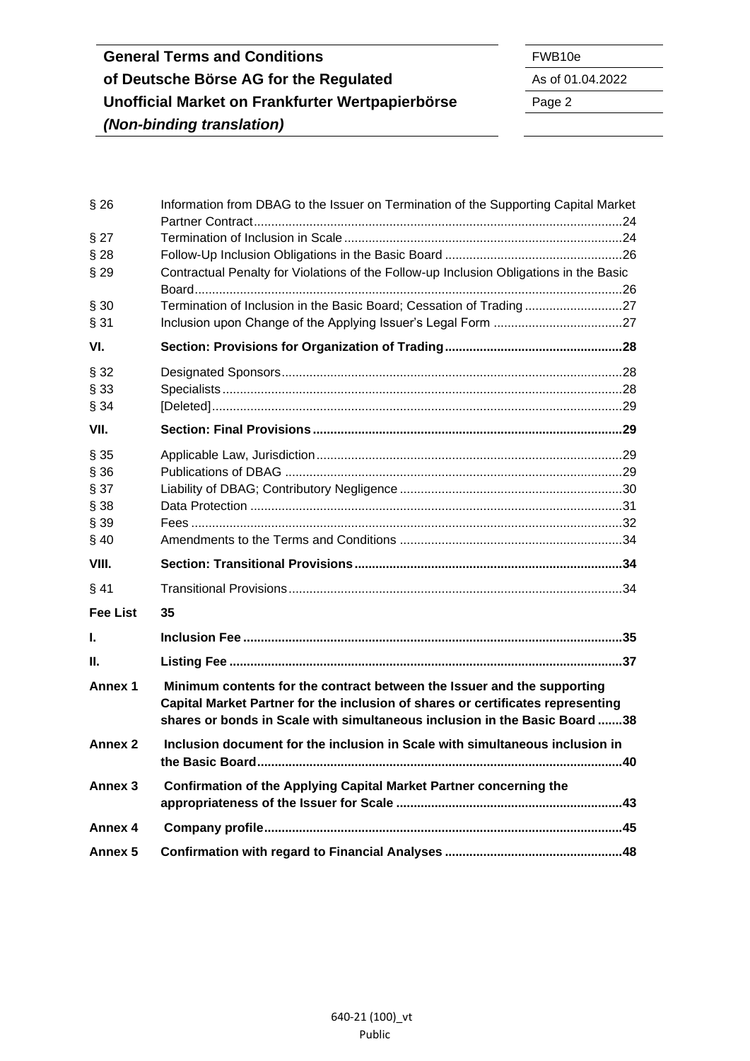| | | |
|---|---|---|
| § 26 | Information from DBAG to the Issuer on Termination of the Supporting Capital Market Partner Contract | 24 |
| § 27 | Termination of Inclusion in Scale | 24 |
| § 28 | Follow-Up Inclusion Obligations in the Basic Board | 26 |
| § 29 | Contractual Penalty for Violations of the Follow-up Inclusion Obligations in the Basic Board | 26 |
| § 30 | Termination of Inclusion in the Basic Board; Cessation of Trading | 27 |
| § 31 | Inclusion upon Change of the Applying Issuer's Legal Form | 27 |
| **VI.** | **Section: Provisions for Organization of Trading** | **28** |
| § 32 | Designated Sponsors | 28 |
| § 33 | Specialists | 28 |
| § 34 | [Deleted] | 29 |
| **VII.** | **Section: Final Provisions** | **29** |
| § 35 | Applicable Law, Jurisdiction | 29 |
| § 36 | Publications of DBAG | 29 |
| § 37 | Liability of DBAG; Contributory Negligence | 30 |
| § 38 | Data Protection | 31 |
| § 39 | Fees | 32 |
| § 40 | Amendments to the Terms and Conditions | 34 |
| **VIII.** | **Section: Transitional Provisions** | **34** |
| § 41 | Transitional Provisions | 34 |
| **Fee List** | **35** | |
| **I.** | **Inclusion Fee** | **35** |
| **II.** | **Listing Fee** | **37** |
| **Annex 1** | **Minimum contents for the contract between the Issuer and the supporting Capital Market Partner for the inclusion of shares or certificates representing shares or bonds in Scale with simultaneous inclusion in the Basic Board** | **38** |
| **Annex 2** | **Inclusion document for the inclusion in Scale with simultaneous inclusion in the Basic Board** | **40** |
| **Annex 3** | **Confirmation of the Applying Capital Market Partner concerning the appropriateness of the Issuer for Scale** | **43** |
| **Annex 4** | **Company profile** | **45** |
| **Annex 5** | **Confirmation with regard to Financial Analyses** | **48** |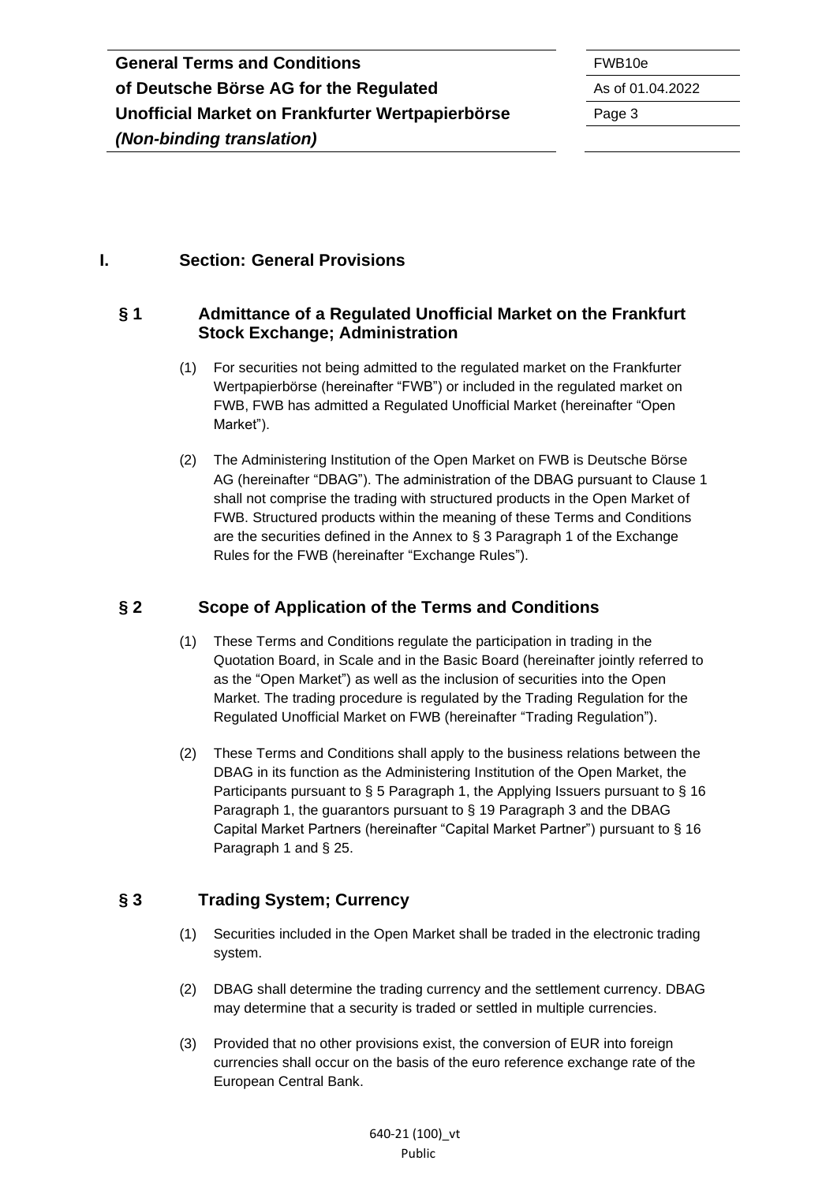# I. Section: General Provisions

## § 1 Admittance of a Regulated Unofficial Market on the Frankfurt Stock Exchange; Administration

(1) For securities not being admitted to the regulated market on the Frankfurter Wertpapierbörse (hereinafter "FWB") or included in the regulated market on FWB, FWB has admitted a Regulated Unofficial Market (hereinafter "Open Market").

(2) The Administering Institution of the Open Market on FWB is Deutsche Börse AG (hereinafter "DBAG"). The administration of the DBAG pursuant to Clause 1 shall not comprise the trading with structured products in the Open Market of FWB. Structured products within the meaning of these Terms and Conditions are the securities defined in the Annex to § 3 Paragraph 1 of the Exchange Rules for the FWB (hereinafter "Exchange Rules").

## § 2 Scope of Application of the Terms and Conditions

(1) These Terms and Conditions regulate the participation in trading in the Quotation Board, in Scale and in the Basic Board (hereinafter jointly referred to as the "Open Market") as well as the inclusion of securities into the Open Market. The trading procedure is regulated by the Trading Regulation for the Regulated Unofficial Market on FWB (hereinafter "Trading Regulation").

(2) These Terms and Conditions shall apply to the business relations between the DBAG in its function as the Administering Institution of the Open Market, the Participants pursuant to § 5 Paragraph 1, the Applying Issuers pursuant to § 16 Paragraph 1, the guarantors pursuant to § 19 Paragraph 3 and the DBAG Capital Market Partners (hereinafter "Capital Market Partner") pursuant to § 16 Paragraph 1 and § 25.

## § 3 Trading System; Currency

(1) Securities included in the Open Market shall be traded in the electronic trading system.

(2) DBAG shall determine the trading currency and the settlement currency. DBAG may determine that a security is traded or settled in multiple currencies.

(3) Provided that no other provisions exist, the conversion of EUR into foreign currencies shall occur on the basis of the euro reference exchange rate of the European Central Bank.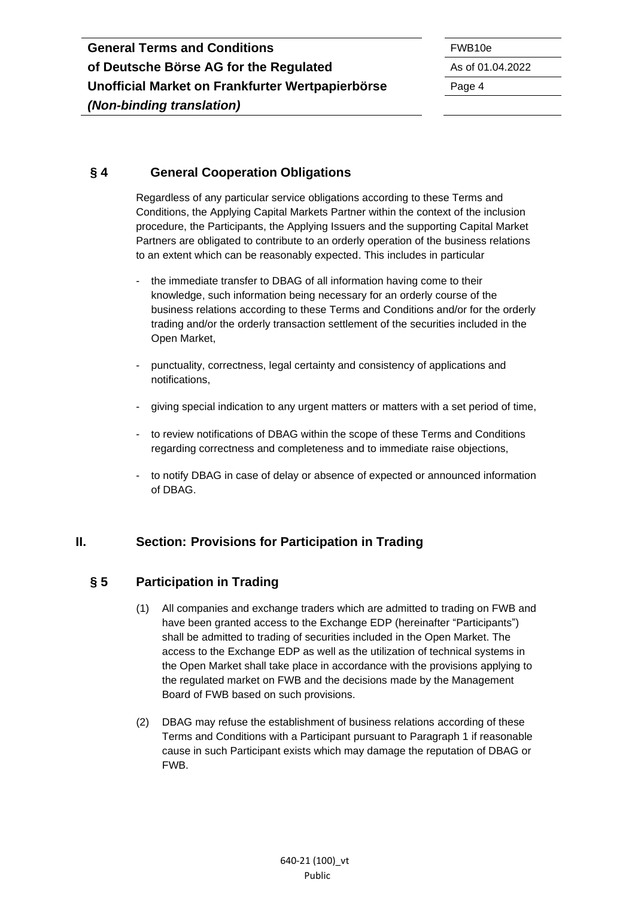## § 4 General Cooperation Obligations

Regardless of any particular service obligations according to these Terms and Conditions, the Applying Capital Markets Partner within the context of the inclusion procedure, the Participants, the Applying Issuers and the supporting Capital Market Partners are obligated to contribute to an orderly operation of the business relations to an extent which can be reasonably expected. This includes in particular

- the immediate transfer to DBAG of all information having come to their knowledge, such information being necessary for an orderly course of the business relations according to these Terms and Conditions and/or for the orderly trading and/or the orderly transaction settlement of the securities included in the Open Market,
- punctuality, correctness, legal certainty and consistency of applications and notifications,
- giving special indication to any urgent matters or matters with a set period of time,
- to review notifications of DBAG within the scope of these Terms and Conditions regarding correctness and completeness and to immediate raise objections,
- to notify DBAG in case of delay or absence of expected or announced information of DBAG.

# II. Section: Provisions for Participation in Trading

## § 5 Participation in Trading

(1) All companies and exchange traders which are admitted to trading on FWB and have been granted access to the Exchange EDP (hereinafter "Participants") shall be admitted to trading of securities included in the Open Market. The access to the Exchange EDP as well as the utilization of technical systems in the Open Market shall take place in accordance with the provisions applying to the regulated market on FWB and the decisions made by the Management Board of FWB based on such provisions.

(2) DBAG may refuse the establishment of business relations according of these Terms and Conditions with a Participant pursuant to Paragraph 1 if reasonable cause in such Participant exists which may damage the reputation of DBAG or FWB.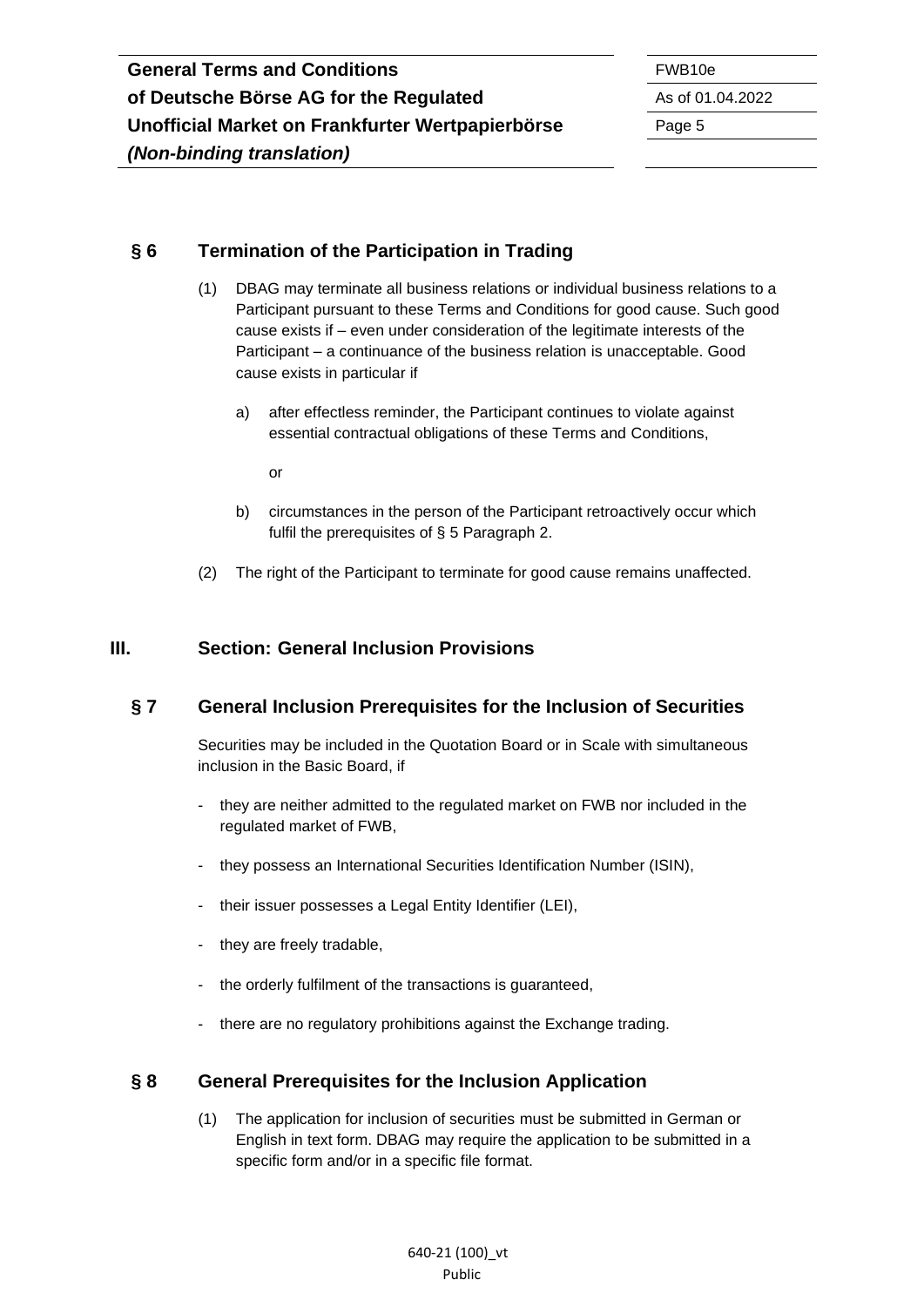## § 6 Termination of the Participation in Trading

(1) DBAG may terminate all business relations or individual business relations to a Participant pursuant to these Terms and Conditions for good cause. Such good cause exists if – even under consideration of the legitimate interests of the Participant – a continuance of the business relation is unacceptable. Good cause exists in particular if

a) after effectless reminder, the Participant continues to violate against essential contractual obligations of these Terms and Conditions,

or

b) circumstances in the person of the Participant retroactively occur which fulfil the prerequisites of § 5 Paragraph 2.

(2) The right of the Participant to terminate for good cause remains unaffected.

# III. Section: General Inclusion Provisions

## § 7 General Inclusion Prerequisites for the Inclusion of Securities

Securities may be included in the Quotation Board or in Scale with simultaneous inclusion in the Basic Board, if

- they are neither admitted to the regulated market on FWB nor included in the regulated market of FWB,
- they possess an International Securities Identification Number (ISIN),
- their issuer possesses a Legal Entity Identifier (LEI),
- they are freely tradable,
- the orderly fulfilment of the transactions is guaranteed,
- there are no regulatory prohibitions against the Exchange trading.

## § 8 General Prerequisites for the Inclusion Application

(1) The application for inclusion of securities must be submitted in German or English in text form. DBAG may require the application to be submitted in a specific form and/or in a specific file format.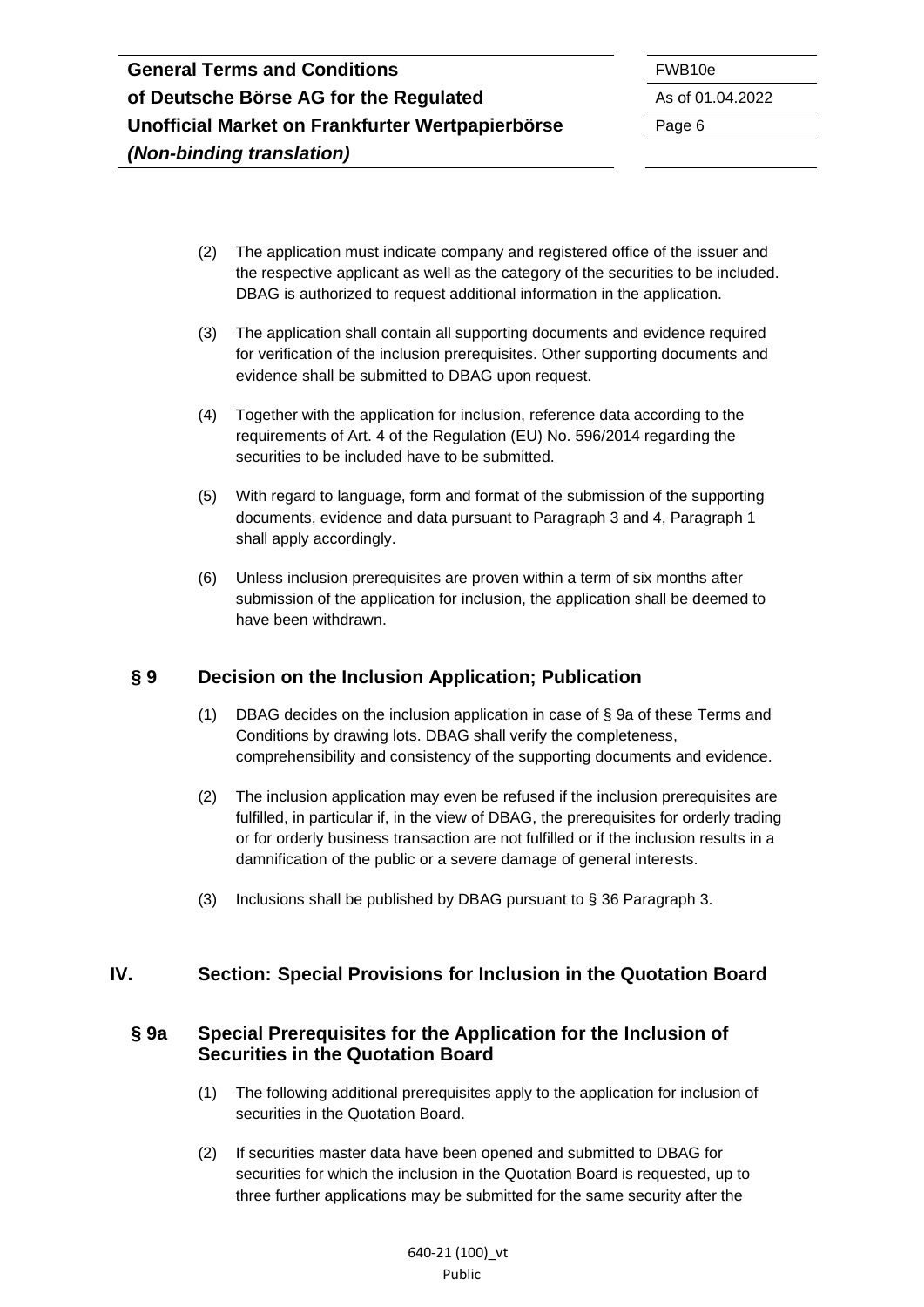(2) The application must indicate company and registered office of the issuer and the respective applicant as well as the category of the securities to be included. DBAG is authorized to request additional information in the application.

(3) The application shall contain all supporting documents and evidence required for verification of the inclusion prerequisites. Other supporting documents and evidence shall be submitted to DBAG upon request.

(4) Together with the application for inclusion, reference data according to the requirements of Art. 4 of the Regulation (EU) No. 596/2014 regarding the securities to be included have to be submitted.

(5) With regard to language, form and format of the submission of the supporting documents, evidence and data pursuant to Paragraph 3 and 4, Paragraph 1 shall apply accordingly.

(6) Unless inclusion prerequisites are proven within a term of six months after submission of the application for inclusion, the application shall be deemed to have been withdrawn.

### § 9 Decision on the Inclusion Application; Publication

(1) DBAG decides on the inclusion application in case of § 9a of these Terms and Conditions by drawing lots. DBAG shall verify the completeness, comprehensibility and consistency of the supporting documents and evidence.

(2) The inclusion application may even be refused if the inclusion prerequisites are fulfilled, in particular if, in the view of DBAG, the prerequisites for orderly trading or for orderly business transaction are not fulfilled or if the inclusion results in a damnification of the public or a severe damage of general interests.

(3) Inclusions shall be published by DBAG pursuant to § 36 Paragraph 3.

## IV. Section: Special Provisions for Inclusion in the Quotation Board

### § 9a Special Prerequisites for the Application for the Inclusion of Securities in the Quotation Board

(1) The following additional prerequisites apply to the application for inclusion of securities in the Quotation Board.

(2) If securities master data have been opened and submitted to DBAG for securities for which the inclusion in the Quotation Board is requested, up to three further applications may be submitted for the same security after the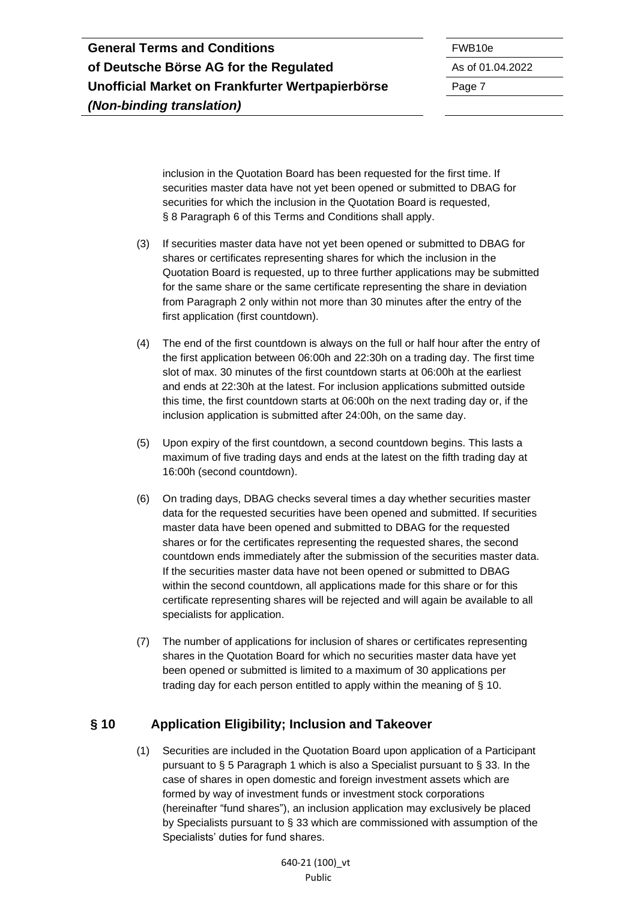inclusion in the Quotation Board has been requested for the first time. If securities master data have not yet been opened or submitted to DBAG for securities for which the inclusion in the Quotation Board is requested, § 8 Paragraph 6 of this Terms and Conditions shall apply.

(3) If securities master data have not yet been opened or submitted to DBAG for shares or certificates representing shares for which the inclusion in the Quotation Board is requested, up to three further applications may be submitted for the same share or the same certificate representing the share in deviation from Paragraph 2 only within not more than 30 minutes after the entry of the first application (first countdown).

(4) The end of the first countdown is always on the full or half hour after the entry of the first application between 06:00h and 22:30h on a trading day. The first time slot of max. 30 minutes of the first countdown starts at 06:00h at the earliest and ends at 22:30h at the latest. For inclusion applications submitted outside this time, the first countdown starts at 06:00h on the next trading day or, if the inclusion application is submitted after 24:00h, on the same day.

(5) Upon expiry of the first countdown, a second countdown begins. This lasts a maximum of five trading days and ends at the latest on the fifth trading day at 16:00h (second countdown).

(6) On trading days, DBAG checks several times a day whether securities master data for the requested securities have been opened and submitted. If securities master data have been opened and submitted to DBAG for the requested shares or for the certificates representing the requested shares, the second countdown ends immediately after the submission of the securities master data. If the securities master data have not been opened or submitted to DBAG within the second countdown, all applications made for this share or for this certificate representing shares will be rejected and will again be available to all specialists for application.

(7) The number of applications for inclusion of shares or certificates representing shares in the Quotation Board for which no securities master data have yet been opened or submitted is limited to a maximum of 30 applications per trading day for each person entitled to apply within the meaning of § 10.

## § 10 Application Eligibility; Inclusion and Takeover

(1) Securities are included in the Quotation Board upon application of a Participant pursuant to § 5 Paragraph 1 which is also a Specialist pursuant to § 33. In the case of shares in open domestic and foreign investment assets which are formed by way of investment funds or investment stock corporations (hereinafter "fund shares"), an inclusion application may exclusively be placed by Specialists pursuant to § 33 which are commissioned with assumption of the Specialists' duties for fund shares.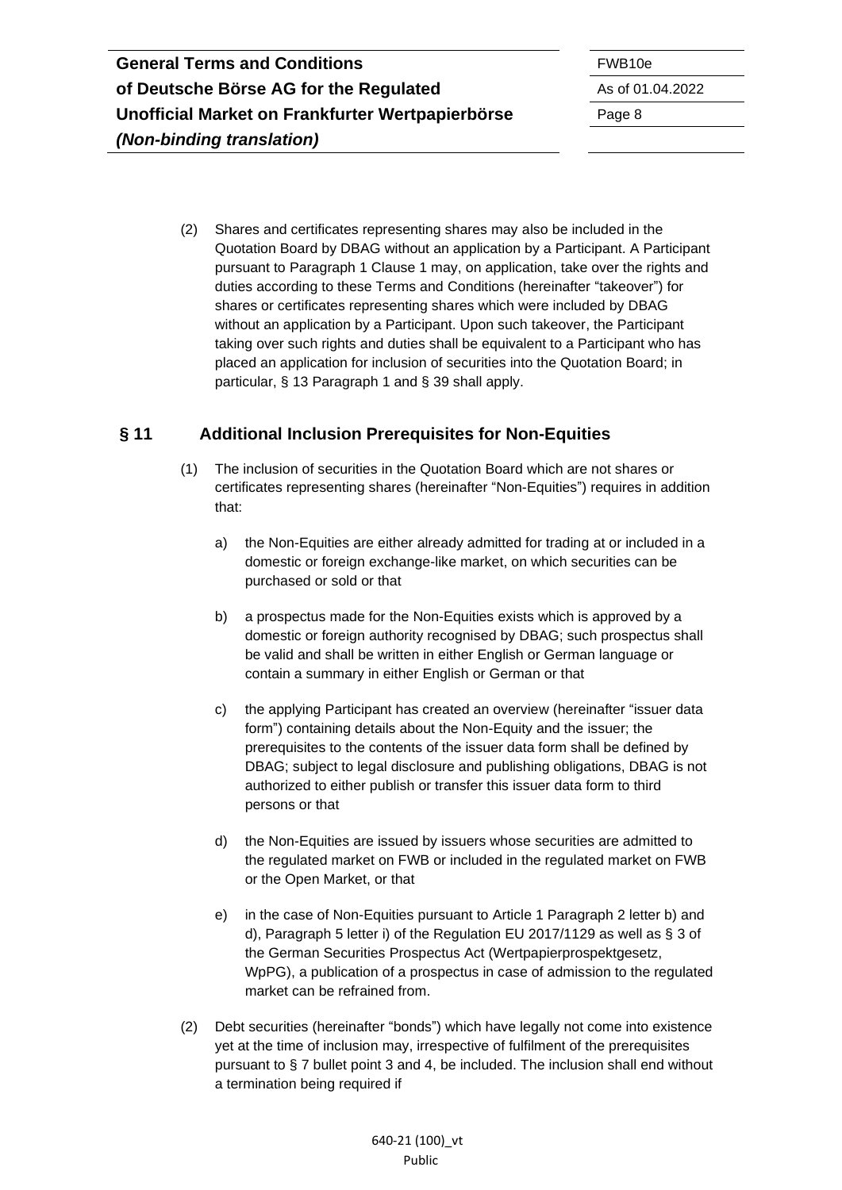(2) Shares and certificates representing shares may also be included in the Quotation Board by DBAG without an application by a Participant. A Participant pursuant to Paragraph 1 Clause 1 may, on application, take over the rights and duties according to these Terms and Conditions (hereinafter "takeover") for shares or certificates representing shares which were included by DBAG without an application by a Participant. Upon such takeover, the Participant taking over such rights and duties shall be equivalent to a Participant who has placed an application for inclusion of securities into the Quotation Board; in particular, § 13 Paragraph 1 and § 39 shall apply.

## § 11 Additional Inclusion Prerequisites for Non-Equities

(1) The inclusion of securities in the Quotation Board which are not shares or certificates representing shares (hereinafter "Non-Equities") requires in addition that:

a) the Non-Equities are either already admitted for trading at or included in a domestic or foreign exchange-like market, on which securities can be purchased or sold or that

b) a prospectus made for the Non-Equities exists which is approved by a domestic or foreign authority recognised by DBAG; such prospectus shall be valid and shall be written in either English or German language or contain a summary in either English or German or that

c) the applying Participant has created an overview (hereinafter "issuer data form") containing details about the Non-Equity and the issuer; the prerequisites to the contents of the issuer data form shall be defined by DBAG; subject to legal disclosure and publishing obligations, DBAG is not authorized to either publish or transfer this issuer data form to third persons or that

d) the Non-Equities are issued by issuers whose securities are admitted to the regulated market on FWB or included in the regulated market on FWB or the Open Market, or that

e) in the case of Non-Equities pursuant to Article 1 Paragraph 2 letter b) and d), Paragraph 5 letter i) of the Regulation EU 2017/1129 as well as § 3 of the German Securities Prospectus Act (Wertpapierprospektgesetz, WpPG), a publication of a prospectus in case of admission to the regulated market can be refrained from.

(2) Debt securities (hereinafter "bonds") which have legally not come into existence yet at the time of inclusion may, irrespective of fulfilment of the prerequisites pursuant to § 7 bullet point 3 and 4, be included. The inclusion shall end without a termination being required if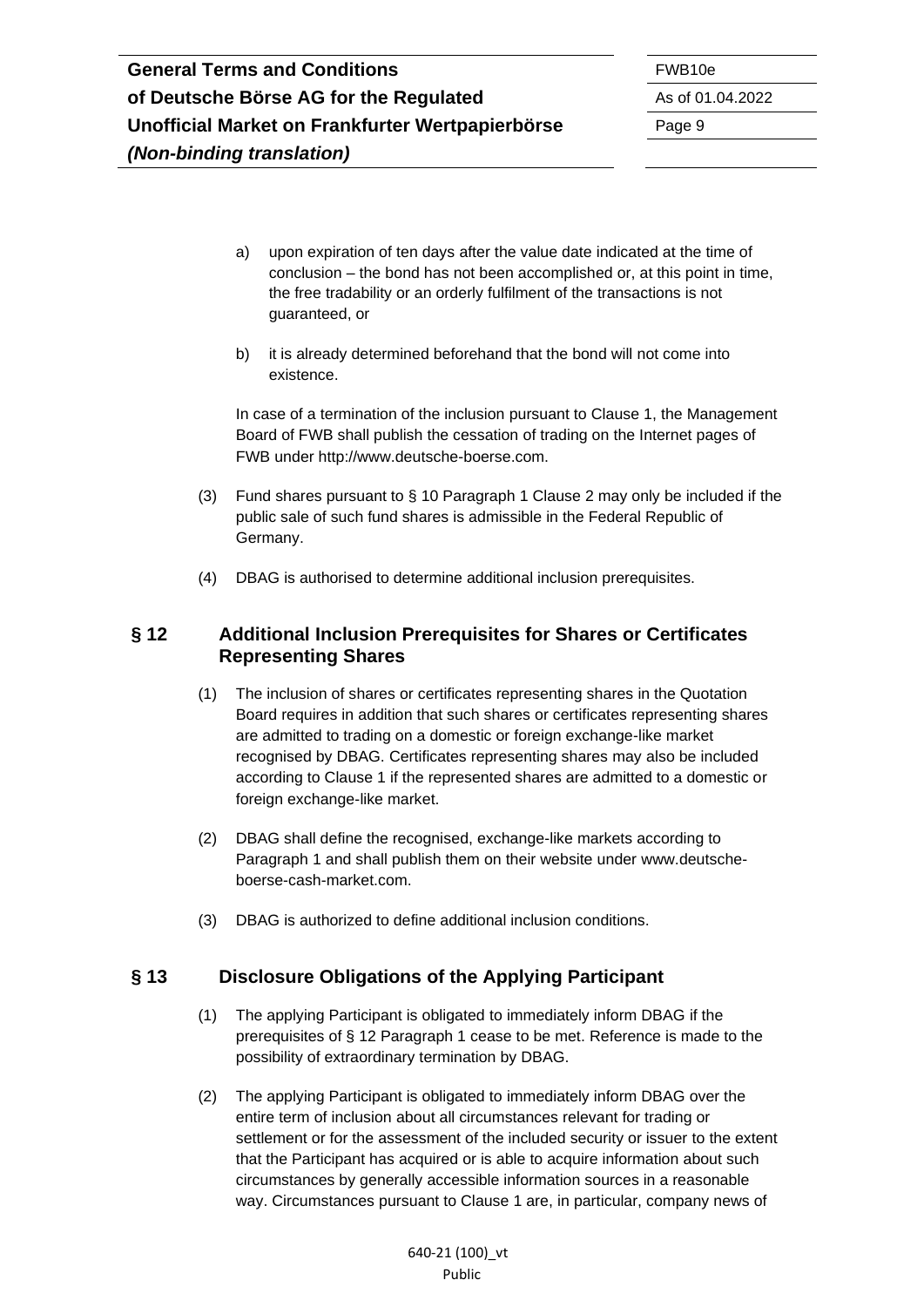a) upon expiration of ten days after the value date indicated at the time of conclusion – the bond has not been accomplished or, at this point in time, the free tradability or an orderly fulfilment of the transactions is not guaranteed, or

b) it is already determined beforehand that the bond will not come into existence.

In case of a termination of the inclusion pursuant to Clause 1, the Management Board of FWB shall publish the cessation of trading on the Internet pages of FWB under http://www.deutsche-boerse.com.

(3) Fund shares pursuant to § 10 Paragraph 1 Clause 2 may only be included if the public sale of such fund shares is admissible in the Federal Republic of Germany.

(4) DBAG is authorised to determine additional inclusion prerequisites.

## § 12 Additional Inclusion Prerequisites for Shares or Certificates Representing Shares

(1) The inclusion of shares or certificates representing shares in the Quotation Board requires in addition that such shares or certificates representing shares are admitted to trading on a domestic or foreign exchange-like market recognised by DBAG. Certificates representing shares may also be included according to Clause 1 if the represented shares are admitted to a domestic or foreign exchange-like market.

(2) DBAG shall define the recognised, exchange-like markets according to Paragraph 1 and shall publish them on their website under www.deutsche-boerse-cash-market.com.

(3) DBAG is authorized to define additional inclusion conditions.

## § 13 Disclosure Obligations of the Applying Participant

(1) The applying Participant is obligated to immediately inform DBAG if the prerequisites of § 12 Paragraph 1 cease to be met. Reference is made to the possibility of extraordinary termination by DBAG.

(2) The applying Participant is obligated to immediately inform DBAG over the entire term of inclusion about all circumstances relevant for trading or settlement or for the assessment of the included security or issuer to the extent that the Participant has acquired or is able to acquire information about such circumstances by generally accessible information sources in a reasonable way. Circumstances pursuant to Clause 1 are, in particular, company news of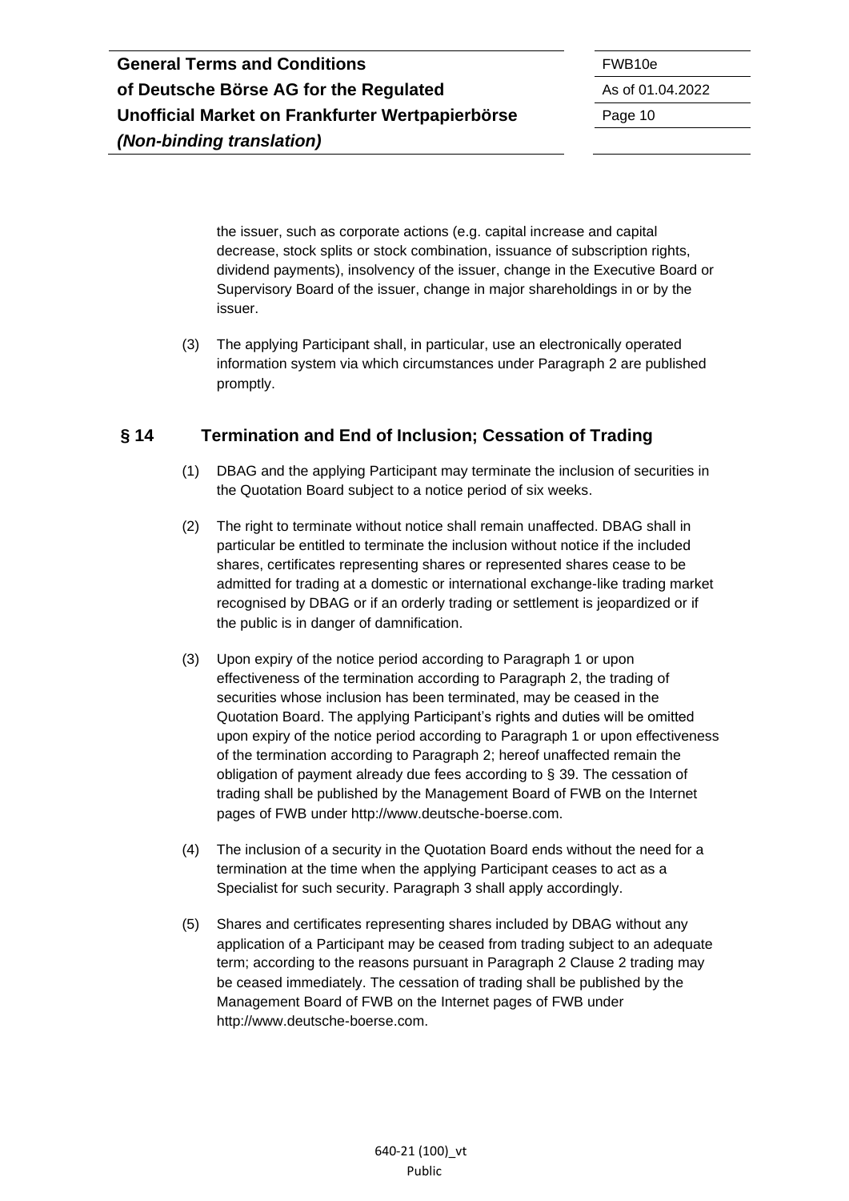the issuer, such as corporate actions (e.g. capital increase and capital decrease, stock splits or stock combination, issuance of subscription rights, dividend payments), insolvency of the issuer, change in the Executive Board or Supervisory Board of the issuer, change in major shareholdings in or by the issuer.

(3) The applying Participant shall, in particular, use an electronically operated information system via which circumstances under Paragraph 2 are published promptly.

## § 14 Termination and End of Inclusion; Cessation of Trading

(1) DBAG and the applying Participant may terminate the inclusion of securities in the Quotation Board subject to a notice period of six weeks.

(2) The right to terminate without notice shall remain unaffected. DBAG shall in particular be entitled to terminate the inclusion without notice if the included shares, certificates representing shares or represented shares cease to be admitted for trading at a domestic or international exchange-like trading market recognised by DBAG or if an orderly trading or settlement is jeopardized or if the public is in danger of damnification.

(3) Upon expiry of the notice period according to Paragraph 1 or upon effectiveness of the termination according to Paragraph 2, the trading of securities whose inclusion has been terminated, may be ceased in the Quotation Board. The applying Participant's rights and duties will be omitted upon expiry of the notice period according to Paragraph 1 or upon effectiveness of the termination according to Paragraph 2; hereof unaffected remain the obligation of payment already due fees according to § 39. The cessation of trading shall be published by the Management Board of FWB on the Internet pages of FWB under http://www.deutsche-boerse.com.

(4) The inclusion of a security in the Quotation Board ends without the need for a termination at the time when the applying Participant ceases to act as a Specialist for such security. Paragraph 3 shall apply accordingly.

(5) Shares and certificates representing shares included by DBAG without any application of a Participant may be ceased from trading subject to an adequate term; according to the reasons pursuant in Paragraph 2 Clause 2 trading may be ceased immediately. The cessation of trading shall be published by the Management Board of FWB on the Internet pages of FWB under http://www.deutsche-boerse.com.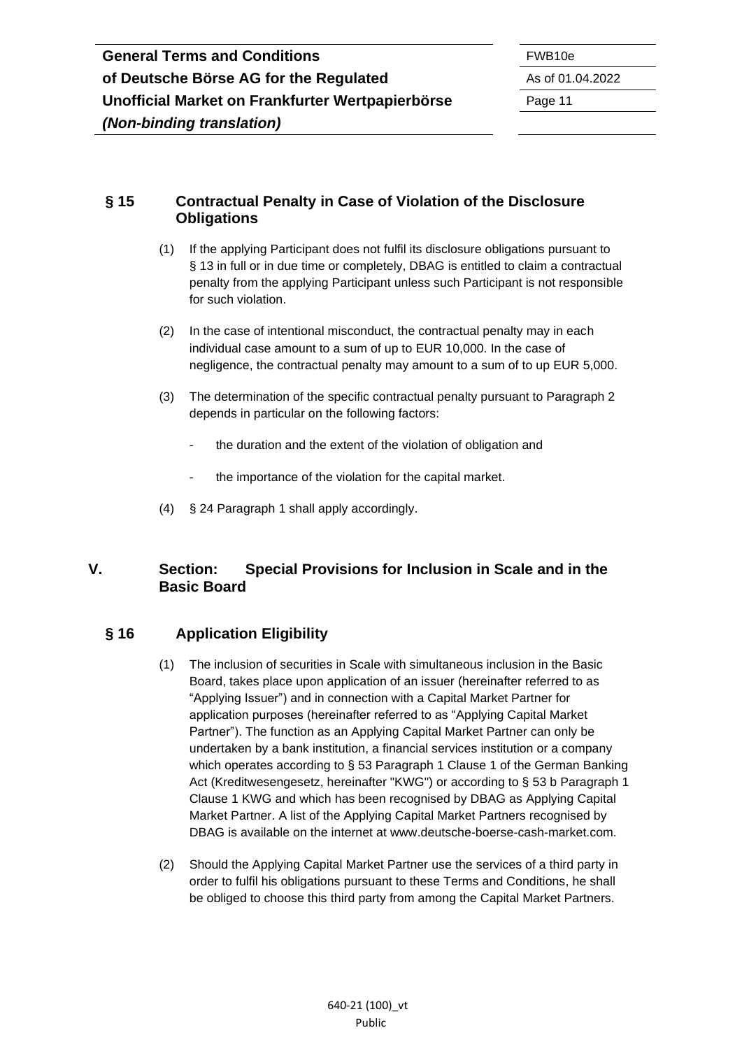## § 15 Contractual Penalty in Case of Violation of the Disclosure Obligations

(1) If the applying Participant does not fulfil its disclosure obligations pursuant to § 13 in full or in due time or completely, DBAG is entitled to claim a contractual penalty from the applying Participant unless such Participant is not responsible for such violation.

(2) In the case of intentional misconduct, the contractual penalty may in each individual case amount to a sum of up to EUR 10,000. In the case of negligence, the contractual penalty may amount to a sum of to up EUR 5,000.

(3) The determination of the specific contractual penalty pursuant to Paragraph 2 depends in particular on the following factors:

- the duration and the extent of the violation of obligation and
- the importance of the violation for the capital market.

(4) § 24 Paragraph 1 shall apply accordingly.

# V. Section: Special Provisions for Inclusion in Scale and in the Basic Board

## § 16 Application Eligibility

(1) The inclusion of securities in Scale with simultaneous inclusion in the Basic Board, takes place upon application of an issuer (hereinafter referred to as "Applying Issuer") and in connection with a Capital Market Partner for application purposes (hereinafter referred to as "Applying Capital Market Partner"). The function as an Applying Capital Market Partner can only be undertaken by a bank institution, a financial services institution or a company which operates according to § 53 Paragraph 1 Clause 1 of the German Banking Act (Kreditwesengesetz, hereinafter "KWG") or according to § 53 b Paragraph 1 Clause 1 KWG and which has been recognised by DBAG as Applying Capital Market Partner. A list of the Applying Capital Market Partners recognised by DBAG is available on the internet at www.deutsche-boerse-cash-market.com.

(2) Should the Applying Capital Market Partner use the services of a third party in order to fulfil his obligations pursuant to these Terms and Conditions, he shall be obliged to choose this third party from among the Capital Market Partners.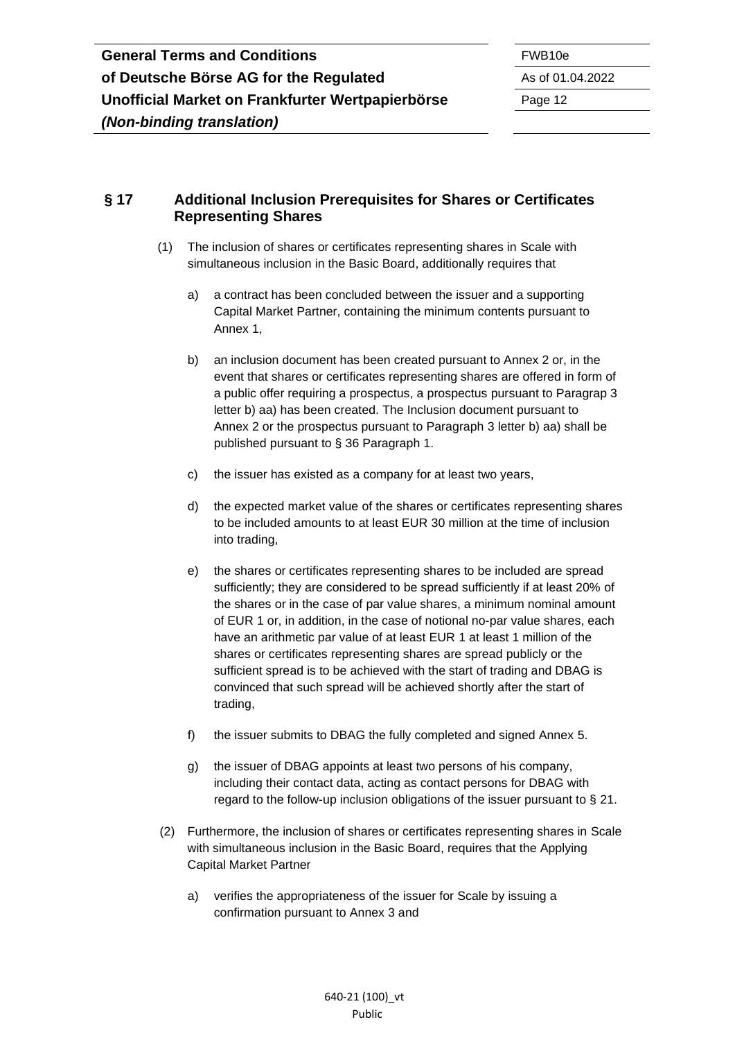## § 17 Additional Inclusion Prerequisites for Shares or Certificates Representing Shares

(1) The inclusion of shares or certificates representing shares in Scale with simultaneous inclusion in the Basic Board, additionally requires that

a) a contract has been concluded between the issuer and a supporting Capital Market Partner, containing the minimum contents pursuant to Annex 1,

b) an inclusion document has been created pursuant to Annex 2 or, in the event that shares or certificates representing shares are offered in form of a public offer requiring a prospectus, a prospectus pursuant to Paragrap 3 letter b) aa) has been created. The Inclusion document pursuant to Annex 2 or the prospectus pursuant to Paragraph 3 letter b) aa) shall be published pursuant to § 36 Paragraph 1.

c) the issuer has existed as a company for at least two years,

d) the expected market value of the shares or certificates representing shares to be included amounts to at least EUR 30 million at the time of inclusion into trading,

e) the shares or certificates representing shares to be included are spread sufficiently; they are considered to be spread sufficiently if at least 20% of the shares or in the case of par value shares, a minimum nominal amount of EUR 1 or, in addition, in the case of notional no-par value shares, each have an arithmetic par value of at least EUR 1 at least 1 million of the shares or certificates representing shares are spread publicly or the sufficient spread is to be achieved with the start of trading and DBAG is convinced that such spread will be achieved shortly after the start of trading,

f) the issuer submits to DBAG the fully completed and signed Annex 5.

g) the issuer of DBAG appoints at least two persons of his company, including their contact data, acting as contact persons for DBAG with regard to the follow-up inclusion obligations of the issuer pursuant to § 21.

(2) Furthermore, the inclusion of shares or certificates representing shares in Scale with simultaneous inclusion in the Basic Board, requires that the Applying Capital Market Partner

a) verifies the appropriateness of the issuer for Scale by issuing a confirmation pursuant to Annex 3 and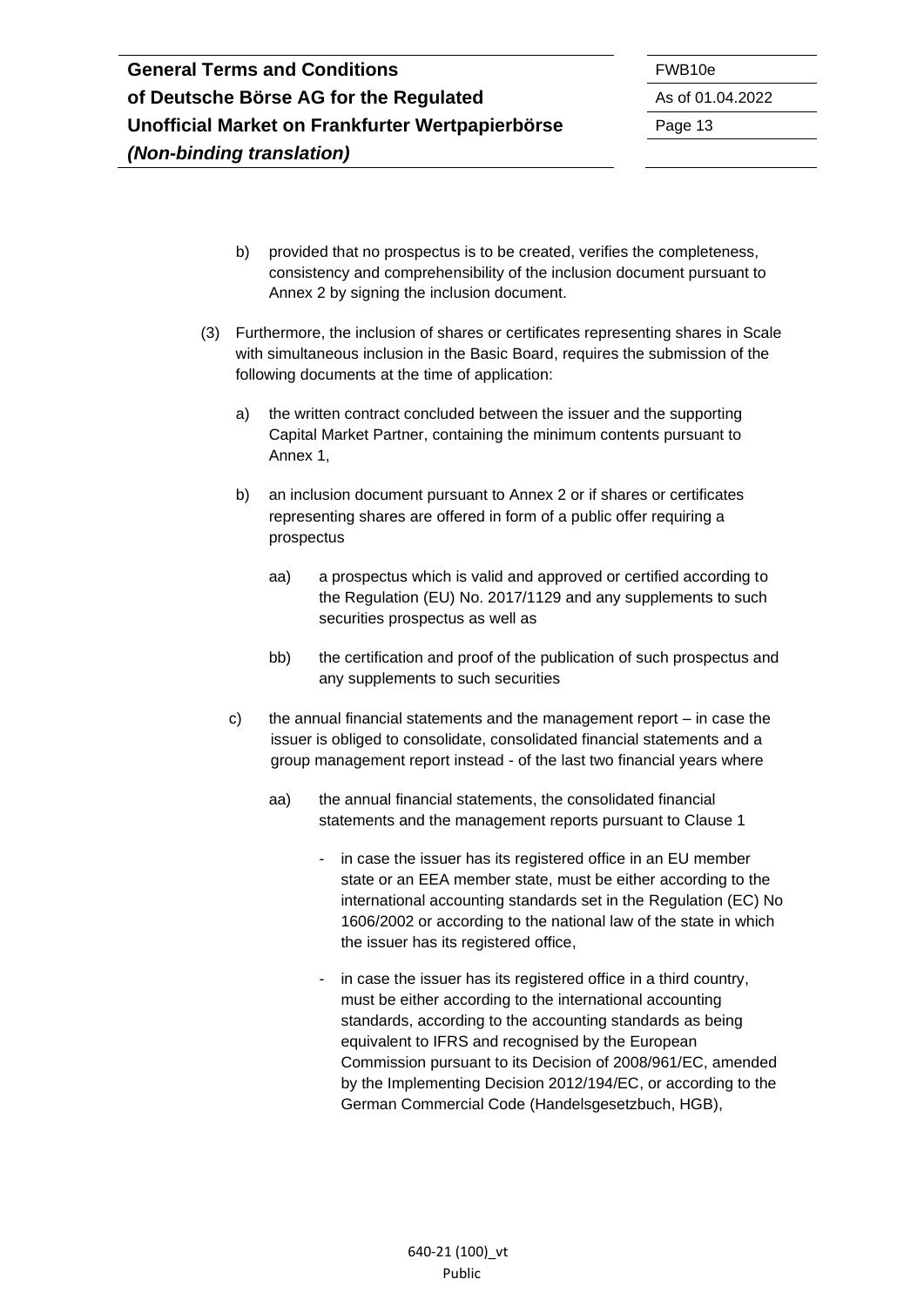b) provided that no prospectus is to be created, verifies the completeness, consistency and comprehensibility of the inclusion document pursuant to Annex 2 by signing the inclusion document.

(3) Furthermore, the inclusion of shares or certificates representing shares in Scale with simultaneous inclusion in the Basic Board, requires the submission of the following documents at the time of application:

a) the written contract concluded between the issuer and the supporting Capital Market Partner, containing the minimum contents pursuant to Annex 1,

b) an inclusion document pursuant to Annex 2 or if shares or certificates representing shares are offered in form of a public offer requiring a prospectus

aa) a prospectus which is valid and approved or certified according to the Regulation (EU) No. 2017/1129 and any supplements to such securities prospectus as well as

bb) the certification and proof of the publication of such prospectus and any supplements to such securities

c) the annual financial statements and the management report – in case the issuer is obliged to consolidate, consolidated financial statements and a group management report instead - of the last two financial years where

aa) the annual financial statements, the consolidated financial statements and the management reports pursuant to Clause 1

- in case the issuer has its registered office in an EU member state or an EEA member state, must be either according to the international accounting standards set in the Regulation (EC) No 1606/2002 or according to the national law of the state in which the issuer has its registered office,

- in case the issuer has its registered office in a third country, must be either according to the international accounting standards, according to the accounting standards as being equivalent to IFRS and recognised by the European Commission pursuant to its Decision of 2008/961/EC, amended by the Implementing Decision 2012/194/EC, or according to the German Commercial Code (Handelsgesetzbuch, HGB),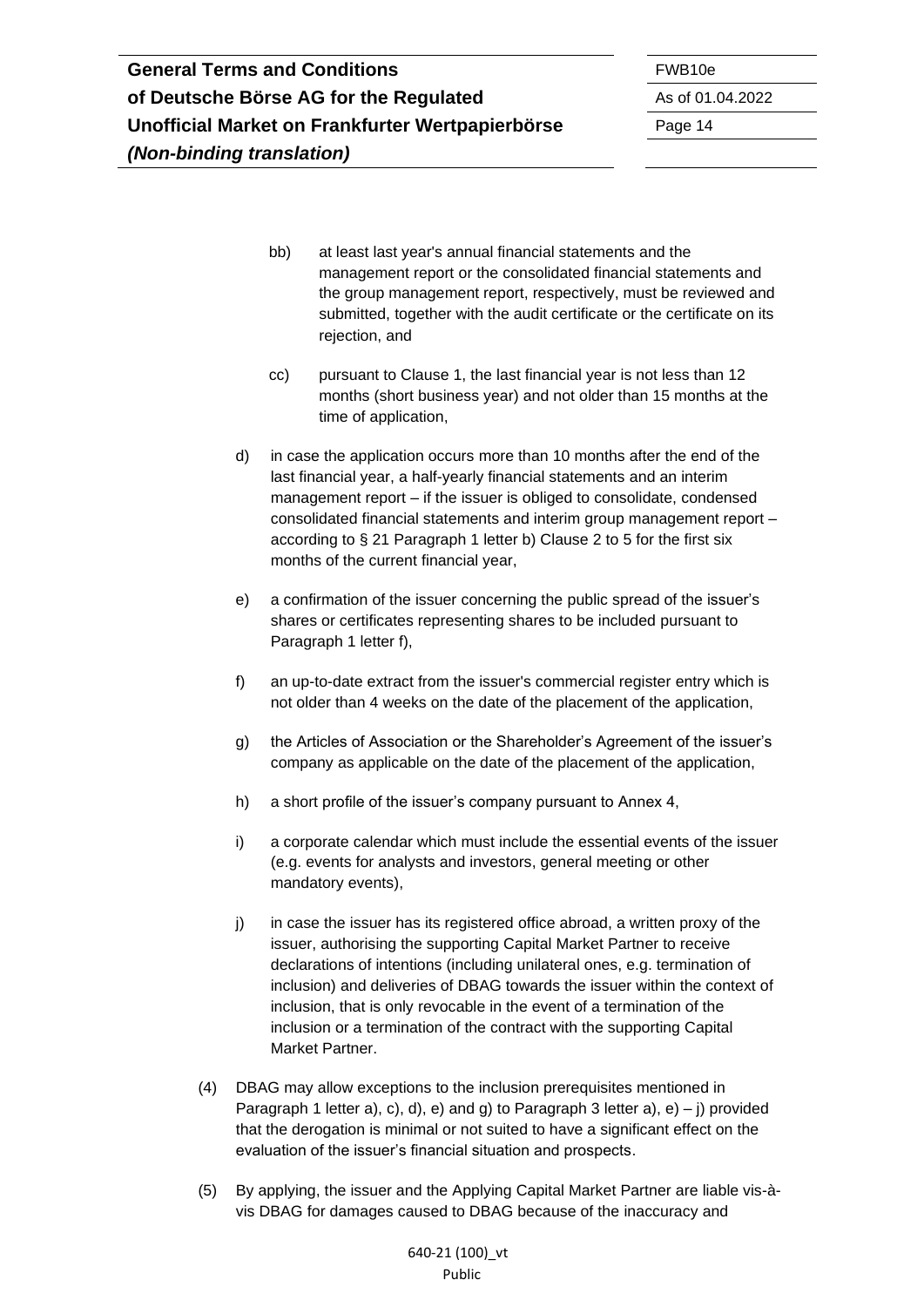bb) at least last year's annual financial statements and the management report or the consolidated financial statements and the group management report, respectively, must be reviewed and submitted, together with the audit certificate or the certificate on its rejection, and

cc) pursuant to Clause 1, the last financial year is not less than 12 months (short business year) and not older than 15 months at the time of application,

d) in case the application occurs more than 10 months after the end of the last financial year, a half-yearly financial statements and an interim management report – if the issuer is obliged to consolidate, condensed consolidated financial statements and interim group management report – according to § 21 Paragraph 1 letter b) Clause 2 to 5 for the first six months of the current financial year,

e) a confirmation of the issuer concerning the public spread of the issuer's shares or certificates representing shares to be included pursuant to Paragraph 1 letter f),

f) an up-to-date extract from the issuer's commercial register entry which is not older than 4 weeks on the date of the placement of the application,

g) the Articles of Association or the Shareholder's Agreement of the issuer's company as applicable on the date of the placement of the application,

h) a short profile of the issuer's company pursuant to Annex 4,

i) a corporate calendar which must include the essential events of the issuer (e.g. events for analysts and investors, general meeting or other mandatory events),

j) in case the issuer has its registered office abroad, a written proxy of the issuer, authorising the supporting Capital Market Partner to receive declarations of intentions (including unilateral ones, e.g. termination of inclusion) and deliveries of DBAG towards the issuer within the context of inclusion, that is only revocable in the event of a termination of the inclusion or a termination of the contract with the supporting Capital Market Partner.

(4) DBAG may allow exceptions to the inclusion prerequisites mentioned in Paragraph 1 letter a), c), d), e) and g) to Paragraph 3 letter a), e) – j) provided that the derogation is minimal or not suited to have a significant effect on the evaluation of the issuer's financial situation and prospects.

(5) By applying, the issuer and the Applying Capital Market Partner are liable vis-à-vis DBAG for damages caused to DBAG because of the inaccuracy and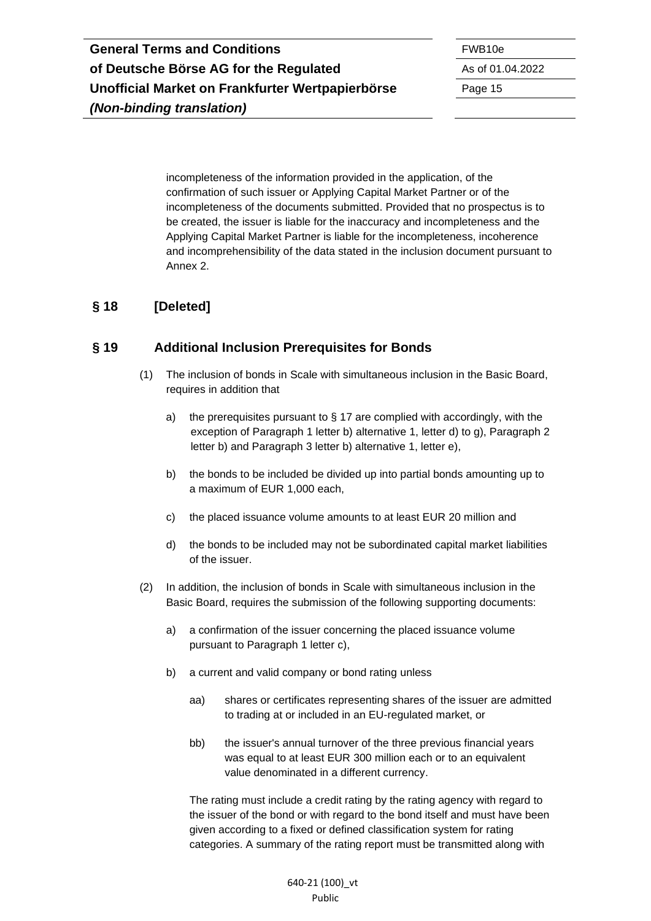incompleteness of the information provided in the application, of the confirmation of such issuer or Applying Capital Market Partner or of the incompleteness of the documents submitted. Provided that no prospectus is to be created, the issuer is liable for the inaccuracy and incompleteness and the Applying Capital Market Partner is liable for the incompleteness, incoherence and incomprehensibility of the data stated in the inclusion document pursuant to Annex 2.

## § 18 [Deleted]

## § 19 Additional Inclusion Prerequisites for Bonds

(1) The inclusion of bonds in Scale with simultaneous inclusion in the Basic Board, requires in addition that

a) the prerequisites pursuant to § 17 are complied with accordingly, with the exception of Paragraph 1 letter b) alternative 1, letter d) to g), Paragraph 2 letter b) and Paragraph 3 letter b) alternative 1, letter e),

b) the bonds to be included be divided up into partial bonds amounting up to a maximum of EUR 1,000 each,

c) the placed issuance volume amounts to at least EUR 20 million and

d) the bonds to be included may not be subordinated capital market liabilities of the issuer.

(2) In addition, the inclusion of bonds in Scale with simultaneous inclusion in the Basic Board, requires the submission of the following supporting documents:

a) a confirmation of the issuer concerning the placed issuance volume pursuant to Paragraph 1 letter c),

b) a current and valid company or bond rating unless

aa) shares or certificates representing shares of the issuer are admitted to trading at or included in an EU-regulated market, or

bb) the issuer's annual turnover of the three previous financial years was equal to at least EUR 300 million each or to an equivalent value denominated in a different currency.

The rating must include a credit rating by the rating agency with regard to the issuer of the bond or with regard to the bond itself and must have been given according to a fixed or defined classification system for rating categories. A summary of the rating report must be transmitted along with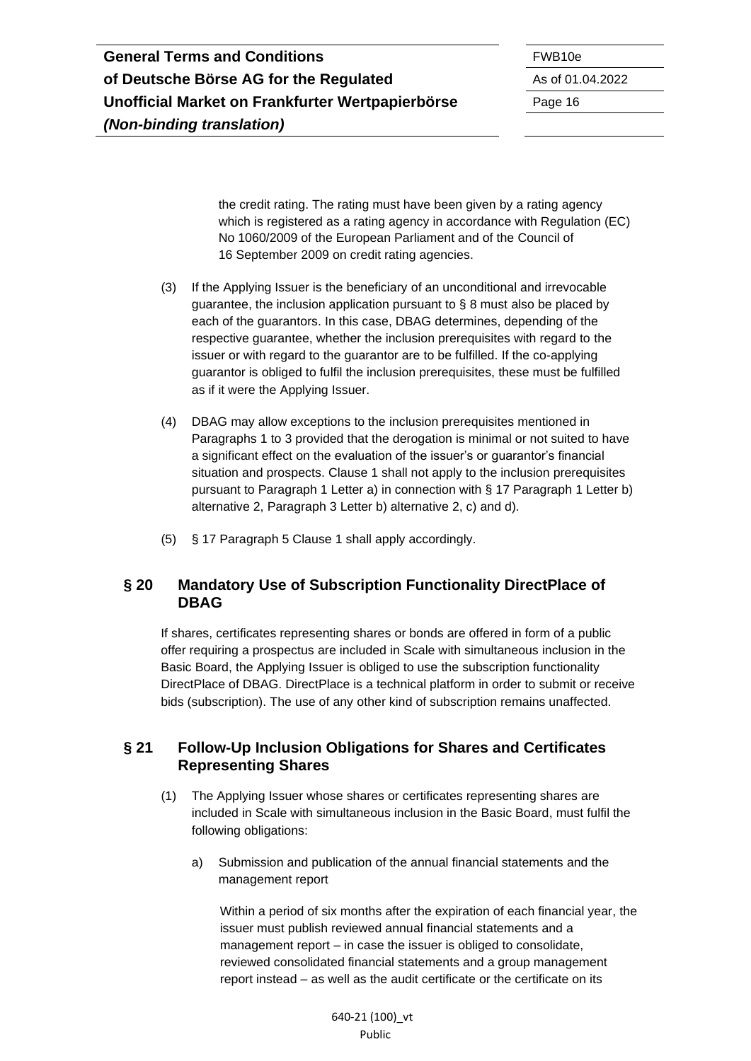the credit rating. The rating must have been given by a rating agency which is registered as a rating agency in accordance with Regulation (EC) No 1060/2009 of the European Parliament and of the Council of 16 September 2009 on credit rating agencies.

(3) If the Applying Issuer is the beneficiary of an unconditional and irrevocable guarantee, the inclusion application pursuant to § 8 must also be placed by each of the guarantors. In this case, DBAG determines, depending of the respective guarantee, whether the inclusion prerequisites with regard to the issuer or with regard to the guarantor are to be fulfilled. If the co-applying guarantor is obliged to fulfil the inclusion prerequisites, these must be fulfilled as if it were the Applying Issuer.

(4) DBAG may allow exceptions to the inclusion prerequisites mentioned in Paragraphs 1 to 3 provided that the derogation is minimal or not suited to have a significant effect on the evaluation of the issuer's or guarantor's financial situation and prospects. Clause 1 shall not apply to the inclusion prerequisites pursuant to Paragraph 1 Letter a) in connection with § 17 Paragraph 1 Letter b) alternative 2, Paragraph 3 Letter b) alternative 2, c) and d).

(5) § 17 Paragraph 5 Clause 1 shall apply accordingly.

## § 20 Mandatory Use of Subscription Functionality DirectPlace of DBAG

If shares, certificates representing shares or bonds are offered in form of a public offer requiring a prospectus are included in Scale with simultaneous inclusion in the Basic Board, the Applying Issuer is obliged to use the subscription functionality DirectPlace of DBAG. DirectPlace is a technical platform in order to submit or receive bids (subscription). The use of any other kind of subscription remains unaffected.

## § 21 Follow-Up Inclusion Obligations for Shares and Certificates Representing Shares

(1) The Applying Issuer whose shares or certificates representing shares are included in Scale with simultaneous inclusion in the Basic Board, must fulfil the following obligations:

a) Submission and publication of the annual financial statements and the management report

Within a period of six months after the expiration of each financial year, the issuer must publish reviewed annual financial statements and a management report – in case the issuer is obliged to consolidate, reviewed consolidated financial statements and a group management report instead – as well as the audit certificate or the certificate on its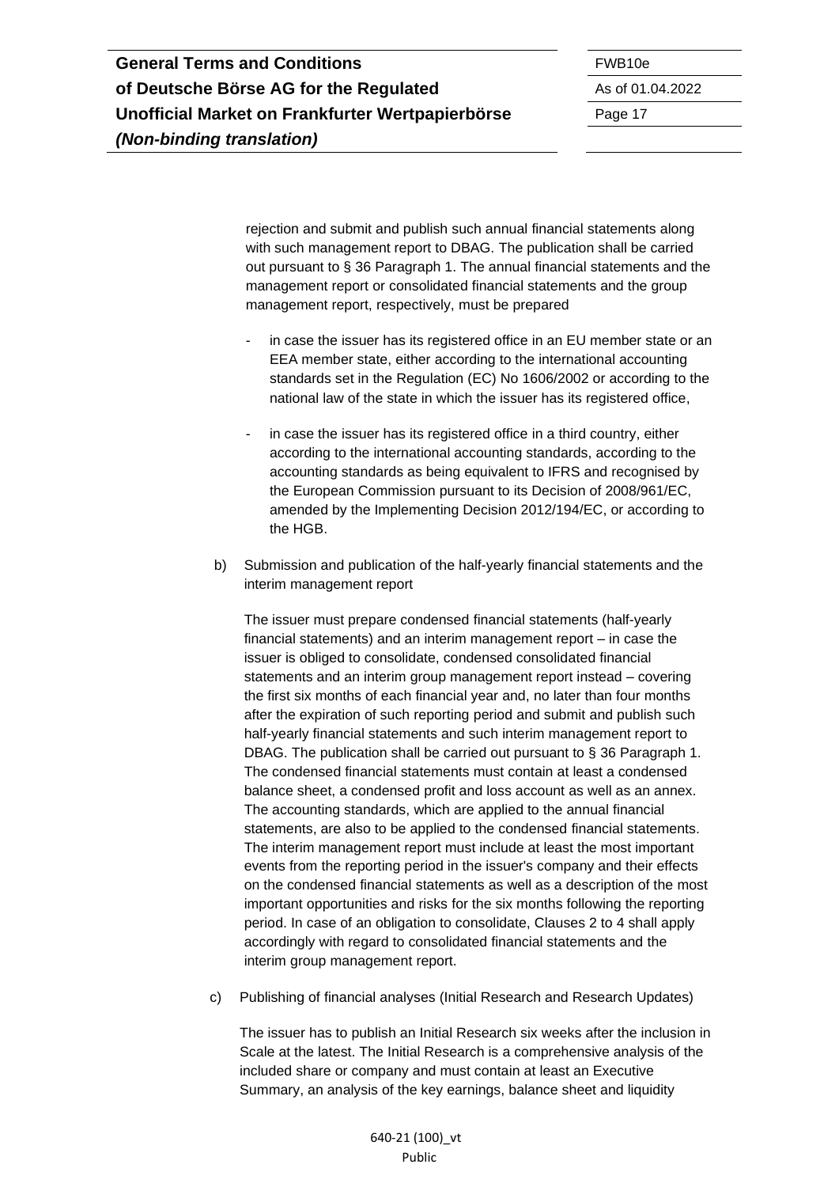rejection and submit and publish such annual financial statements along with such management report to DBAG. The publication shall be carried out pursuant to § 36 Paragraph 1. The annual financial statements and the management report or consolidated financial statements and the group management report, respectively, must be prepared

- in case the issuer has its registered office in an EU member state or an EEA member state, either according to the international accounting standards set in the Regulation (EC) No 1606/2002 or according to the national law of the state in which the issuer has its registered office,

- in case the issuer has its registered office in a third country, either according to the international accounting standards, according to the accounting standards as being equivalent to IFRS and recognised by the European Commission pursuant to its Decision of 2008/961/EC, amended by the Implementing Decision 2012/194/EC, or according to the HGB.

b) Submission and publication of the half-yearly financial statements and the interim management report

The issuer must prepare condensed financial statements (half-yearly financial statements) and an interim management report – in case the issuer is obliged to consolidate, condensed consolidated financial statements and an interim group management report instead – covering the first six months of each financial year and, no later than four months after the expiration of such reporting period and submit and publish such half-yearly financial statements and such interim management report to DBAG. The publication shall be carried out pursuant to § 36 Paragraph 1. The condensed financial statements must contain at least a condensed balance sheet, a condensed profit and loss account as well as an annex. The accounting standards, which are applied to the annual financial statements, are also to be applied to the condensed financial statements. The interim management report must include at least the most important events from the reporting period in the issuer's company and their effects on the condensed financial statements as well as a description of the most important opportunities and risks for the six months following the reporting period. In case of an obligation to consolidate, Clauses 2 to 4 shall apply accordingly with regard to consolidated financial statements and the interim group management report.

c) Publishing of financial analyses (Initial Research and Research Updates)

The issuer has to publish an Initial Research six weeks after the inclusion in Scale at the latest. The Initial Research is a comprehensive analysis of the included share or company and must contain at least an Executive Summary, an analysis of the key earnings, balance sheet and liquidity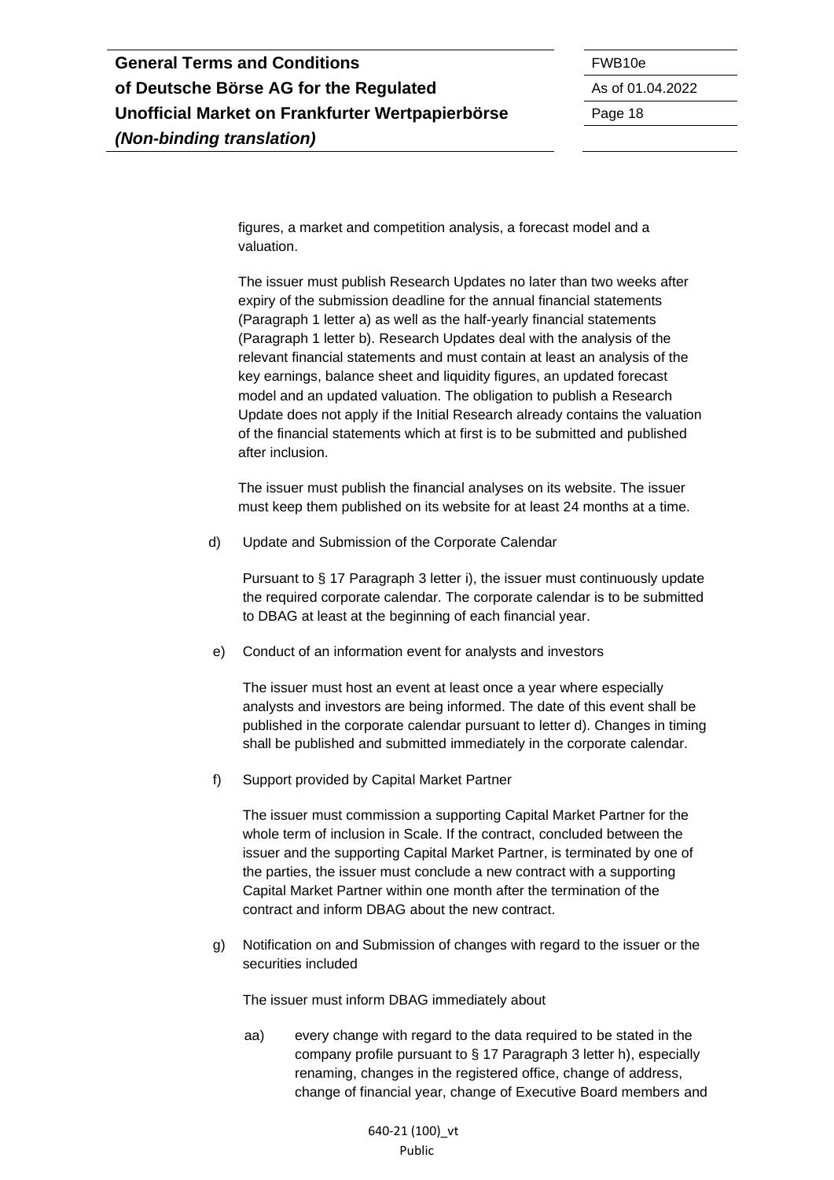figures, a market and competition analysis, a forecast model and a valuation.

The issuer must publish Research Updates no later than two weeks after expiry of the submission deadline for the annual financial statements (Paragraph 1 letter a) as well as the half-yearly financial statements (Paragraph 1 letter b). Research Updates deal with the analysis of the relevant financial statements and must contain at least an analysis of the key earnings, balance sheet and liquidity figures, an updated forecast model and an updated valuation. The obligation to publish a Research Update does not apply if the Initial Research already contains the valuation of the financial statements which at first is to be submitted and published after inclusion.

The issuer must publish the financial analyses on its website. The issuer must keep them published on its website for at least 24 months at a time.

d) Update and Submission of the Corporate Calendar

Pursuant to § 17 Paragraph 3 letter i), the issuer must continuously update the required corporate calendar. The corporate calendar is to be submitted to DBAG at least at the beginning of each financial year.

e) Conduct of an information event for analysts and investors

The issuer must host an event at least once a year where especially analysts and investors are being informed. The date of this event shall be published in the corporate calendar pursuant to letter d). Changes in timing shall be published and submitted immediately in the corporate calendar.

f) Support provided by Capital Market Partner

The issuer must commission a supporting Capital Market Partner for the whole term of inclusion in Scale. If the contract, concluded between the issuer and the supporting Capital Market Partner, is terminated by one of the parties, the issuer must conclude a new contract with a supporting Capital Market Partner within one month after the termination of the contract and inform DBAG about the new contract.

g) Notification on and Submission of changes with regard to the issuer or the securities included

The issuer must inform DBAG immediately about

aa) every change with regard to the data required to be stated in the company profile pursuant to § 17 Paragraph 3 letter h), especially renaming, changes in the registered office, change of address, change of financial year, change of Executive Board members and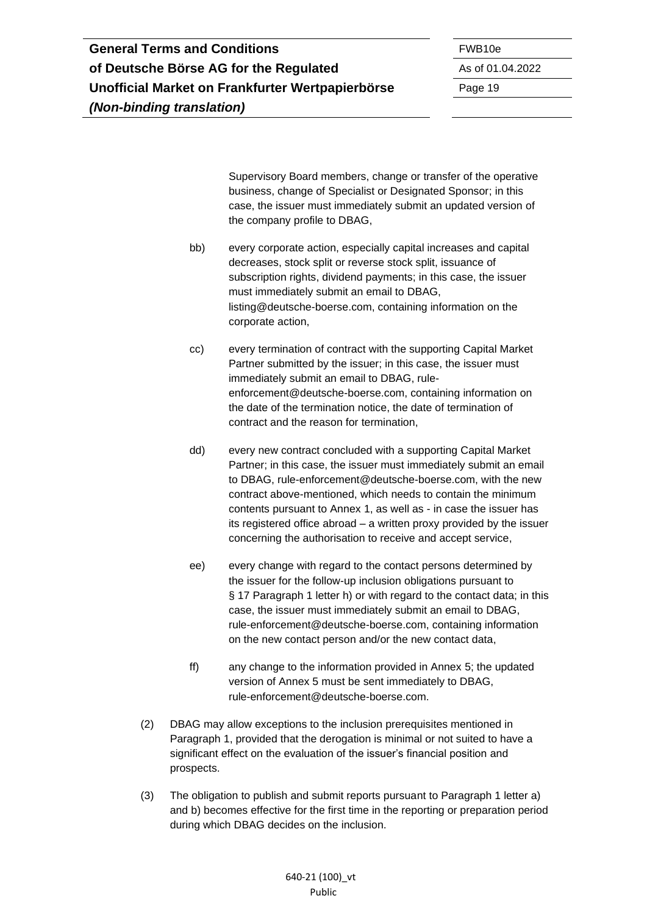Supervisory Board members, change or transfer of the operative business, change of Specialist or Designated Sponsor; in this case, the issuer must immediately submit an updated version of the company profile to DBAG,

bb) every corporate action, especially capital increases and capital decreases, stock split or reverse stock split, issuance of subscription rights, dividend payments; in this case, the issuer must immediately submit an email to DBAG, listing@deutsche-boerse.com, containing information on the corporate action,

cc) every termination of contract with the supporting Capital Market Partner submitted by the issuer; in this case, the issuer must immediately submit an email to DBAG, rule-enforcement@deutsche-boerse.com, containing information on the date of the termination notice, the date of termination of contract and the reason for termination,

dd) every new contract concluded with a supporting Capital Market Partner; in this case, the issuer must immediately submit an email to DBAG, rule-enforcement@deutsche-boerse.com, with the new contract above-mentioned, which needs to contain the minimum contents pursuant to Annex 1, as well as - in case the issuer has its registered office abroad – a written proxy provided by the issuer concerning the authorisation to receive and accept service,

ee) every change with regard to the contact persons determined by the issuer for the follow-up inclusion obligations pursuant to § 17 Paragraph 1 letter h) or with regard to the contact data; in this case, the issuer must immediately submit an email to DBAG, rule-enforcement@deutsche-boerse.com, containing information on the new contact person and/or the new contact data,

ff) any change to the information provided in Annex 5; the updated version of Annex 5 must be sent immediately to DBAG, rule-enforcement@deutsche-boerse.com.

(2) DBAG may allow exceptions to the inclusion prerequisites mentioned in Paragraph 1, provided that the derogation is minimal or not suited to have a significant effect on the evaluation of the issuer's financial position and prospects.

(3) The obligation to publish and submit reports pursuant to Paragraph 1 letter a) and b) becomes effective for the first time in the reporting or preparation period during which DBAG decides on the inclusion.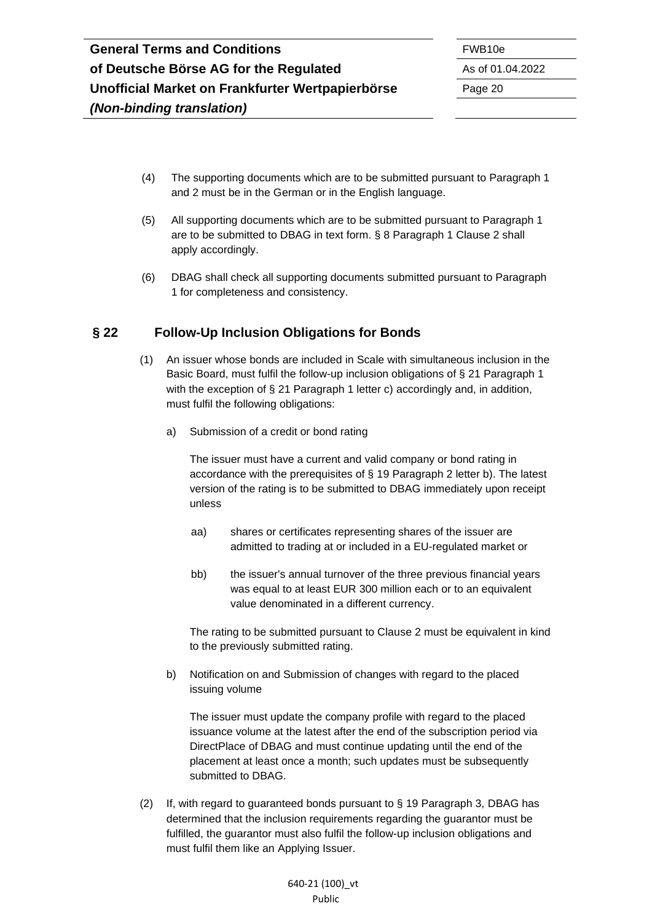(4) The supporting documents which are to be submitted pursuant to Paragraph 1 and 2 must be in the German or in the English language.

(5) All supporting documents which are to be submitted pursuant to Paragraph 1 are to be submitted to DBAG in text form. § 8 Paragraph 1 Clause 2 shall apply accordingly.

(6) DBAG shall check all supporting documents submitted pursuant to Paragraph 1 for completeness and consistency.

## § 22 Follow-Up Inclusion Obligations for Bonds

(1) An issuer whose bonds are included in Scale with simultaneous inclusion in the Basic Board, must fulfil the follow-up inclusion obligations of § 21 Paragraph 1 with the exception of § 21 Paragraph 1 letter c) accordingly and, in addition, must fulfil the following obligations:

a) Submission of a credit or bond rating

The issuer must have a current and valid company or bond rating in accordance with the prerequisites of § 19 Paragraph 2 letter b). The latest version of the rating is to be submitted to DBAG immediately upon receipt unless

aa) shares or certificates representing shares of the issuer are admitted to trading at or included in a EU-regulated market or

bb) the issuer's annual turnover of the three previous financial years was equal to at least EUR 300 million each or to an equivalent value denominated in a different currency.

The rating to be submitted pursuant to Clause 2 must be equivalent in kind to the previously submitted rating.

b) Notification on and Submission of changes with regard to the placed issuing volume

The issuer must update the company profile with regard to the placed issuance volume at the latest after the end of the subscription period via DirectPlace of DBAG and must continue updating until the end of the placement at least once a month; such updates must be subsequently submitted to DBAG.

(2) If, with regard to guaranteed bonds pursuant to § 19 Paragraph 3, DBAG has determined that the inclusion requirements regarding the guarantor must be fulfilled, the guarantor must also fulfil the follow-up inclusion obligations and must fulfil them like an Applying Issuer.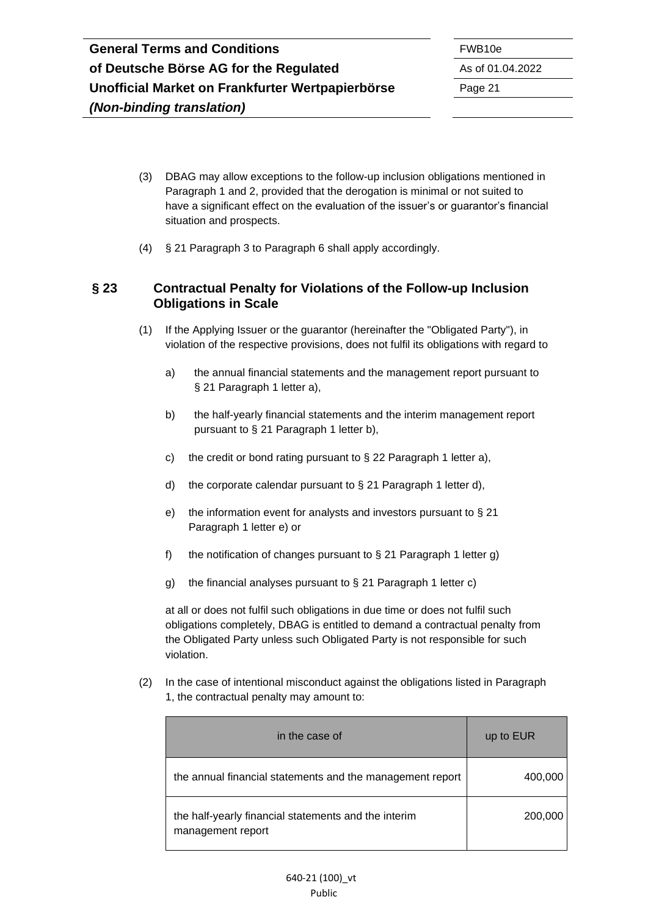(3) DBAG may allow exceptions to the follow-up inclusion obligations mentioned in Paragraph 1 and 2, provided that the derogation is minimal or not suited to have a significant effect on the evaluation of the issuer's or guarantor's financial situation and prospects.

(4) § 21 Paragraph 3 to Paragraph 6 shall apply accordingly.

## § 23 Contractual Penalty for Violations of the Follow-up Inclusion Obligations in Scale

(1) If the Applying Issuer or the guarantor (hereinafter the "Obligated Party"), in violation of the respective provisions, does not fulfil its obligations with regard to

a) the annual financial statements and the management report pursuant to § 21 Paragraph 1 letter a),

b) the half-yearly financial statements and the interim management report pursuant to § 21 Paragraph 1 letter b),

c) the credit or bond rating pursuant to § 22 Paragraph 1 letter a),

d) the corporate calendar pursuant to § 21 Paragraph 1 letter d),

e) the information event for analysts and investors pursuant to § 21 Paragraph 1 letter e) or

f) the notification of changes pursuant to § 21 Paragraph 1 letter g)

g) the financial analyses pursuant to § 21 Paragraph 1 letter c)

at all or does not fulfil such obligations in due time or does not fulfil such obligations completely, DBAG is entitled to demand a contractual penalty from the Obligated Party unless such Obligated Party is not responsible for such violation.

(2) In the case of intentional misconduct against the obligations listed in Paragraph 1, the contractual penalty may amount to:

| in the case of | up to EUR |
|---|---|
| the annual financial statements and the management report | 400,000 |
| the half-yearly financial statements and the interim management report | 200,000 |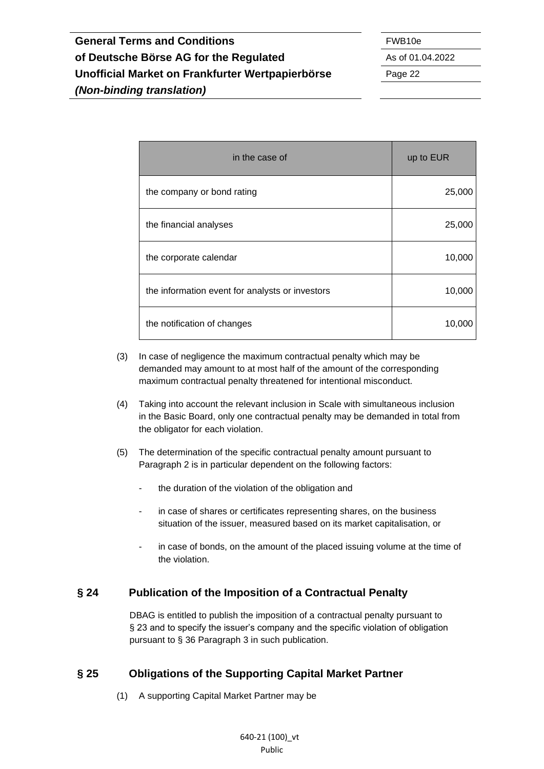| in the case of | up to EUR |
|---|---|
| the company or bond rating | 25,000 |
| the financial analyses | 25,000 |
| the corporate calendar | 10,000 |
| the information event for analysts or investors | 10,000 |
| the notification of changes | 10,000 |

(3) In case of negligence the maximum contractual penalty which may be demanded may amount to at most half of the amount of the corresponding maximum contractual penalty threatened for intentional misconduct.

(4) Taking into account the relevant inclusion in Scale with simultaneous inclusion in the Basic Board, only one contractual penalty may be demanded in total from the obligator for each violation.

(5) The determination of the specific contractual penalty amount pursuant to Paragraph 2 is in particular dependent on the following factors:

- the duration of the violation of the obligation and
- in case of shares or certificates representing shares, on the business situation of the issuer, measured based on its market capitalisation, or
- in case of bonds, on the amount of the placed issuing volume at the time of the violation.

## § 24 Publication of the Imposition of a Contractual Penalty

DBAG is entitled to publish the imposition of a contractual penalty pursuant to § 23 and to specify the issuer's company and the specific violation of obligation pursuant to § 36 Paragraph 3 in such publication.

## § 25 Obligations of the Supporting Capital Market Partner

(1) A supporting Capital Market Partner may be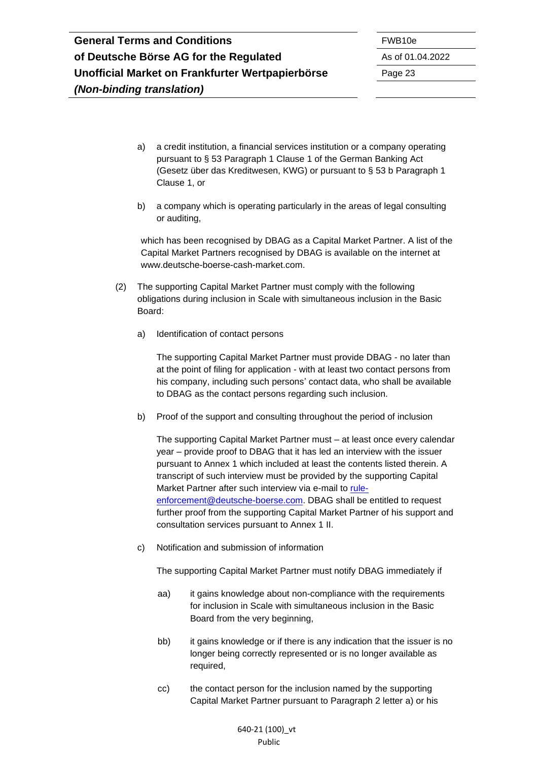a) a credit institution, a financial services institution or a company operating pursuant to § 53 Paragraph 1 Clause 1 of the German Banking Act (Gesetz über das Kreditwesen, KWG) or pursuant to § 53 b Paragraph 1 Clause 1, or

b) a company which is operating particularly in the areas of legal consulting or auditing,

which has been recognised by DBAG as a Capital Market Partner. A list of the Capital Market Partners recognised by DBAG is available on the internet at www.deutsche-boerse-cash-market.com.

(2) The supporting Capital Market Partner must comply with the following obligations during inclusion in Scale with simultaneous inclusion in the Basic Board:

a) Identification of contact persons

The supporting Capital Market Partner must provide DBAG - no later than at the point of filing for application - with at least two contact persons from his company, including such persons' contact data, who shall be available to DBAG as the contact persons regarding such inclusion.

b) Proof of the support and consulting throughout the period of inclusion

The supporting Capital Market Partner must – at least once every calendar year – provide proof to DBAG that it has led an interview with the issuer pursuant to Annex 1 which included at least the contents listed therein. A transcript of such interview must be provided by the supporting Capital Market Partner after such interview via e-mail to rule-enforcement@deutsche-boerse.com. DBAG shall be entitled to request further proof from the supporting Capital Market Partner of his support and consultation services pursuant to Annex 1 II.

c) Notification and submission of information

The supporting Capital Market Partner must notify DBAG immediately if

aa) it gains knowledge about non-compliance with the requirements for inclusion in Scale with simultaneous inclusion in the Basic Board from the very beginning,

bb) it gains knowledge or if there is any indication that the issuer is no longer being correctly represented or is no longer available as required,

cc) the contact person for the inclusion named by the supporting Capital Market Partner pursuant to Paragraph 2 letter a) or his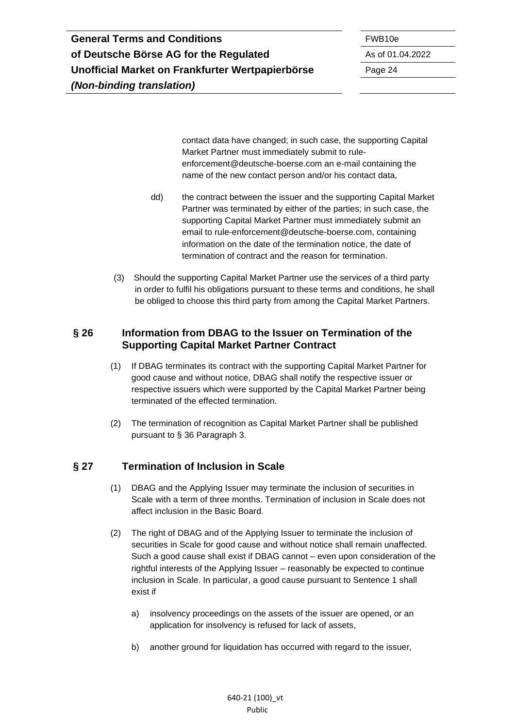contact data have changed; in such case, the supporting Capital Market Partner must immediately submit to rule-enforcement@deutsche-boerse.com an e-mail containing the name of the new contact person and/or his contact data,

dd) the contract between the issuer and the supporting Capital Market Partner was terminated by either of the parties; in such case, the supporting Capital Market Partner must immediately submit an email to rule-enforcement@deutsche-boerse.com, containing information on the date of the termination notice, the date of termination of contract and the reason for termination.

(3) Should the supporting Capital Market Partner use the services of a third party in order to fulfil his obligations pursuant to these terms and conditions, he shall be obliged to choose this third party from among the Capital Market Partners.

## § 26 Information from DBAG to the Issuer on Termination of the Supporting Capital Market Partner Contract

(1) If DBAG terminates its contract with the supporting Capital Market Partner for good cause and without notice, DBAG shall notify the respective issuer or respective issuers which were supported by the Capital Market Partner being terminated of the effected termination.

(2) The termination of recognition as Capital Market Partner shall be published pursuant to § 36 Paragraph 3.

## § 27 Termination of Inclusion in Scale

(1) DBAG and the Applying Issuer may terminate the inclusion of securities in Scale with a term of three months. Termination of inclusion in Scale does not affect inclusion in the Basic Board.

(2) The right of DBAG and of the Applying Issuer to terminate the inclusion of securities in Scale for good cause and without notice shall remain unaffected. Such a good cause shall exist if DBAG cannot – even upon consideration of the rightful interests of the Applying Issuer – reasonably be expected to continue inclusion in Scale. In particular, a good cause pursuant to Sentence 1 shall exist if

a) insolvency proceedings on the assets of the issuer are opened, or an application for insolvency is refused for lack of assets,

b) another ground for liquidation has occurred with regard to the issuer,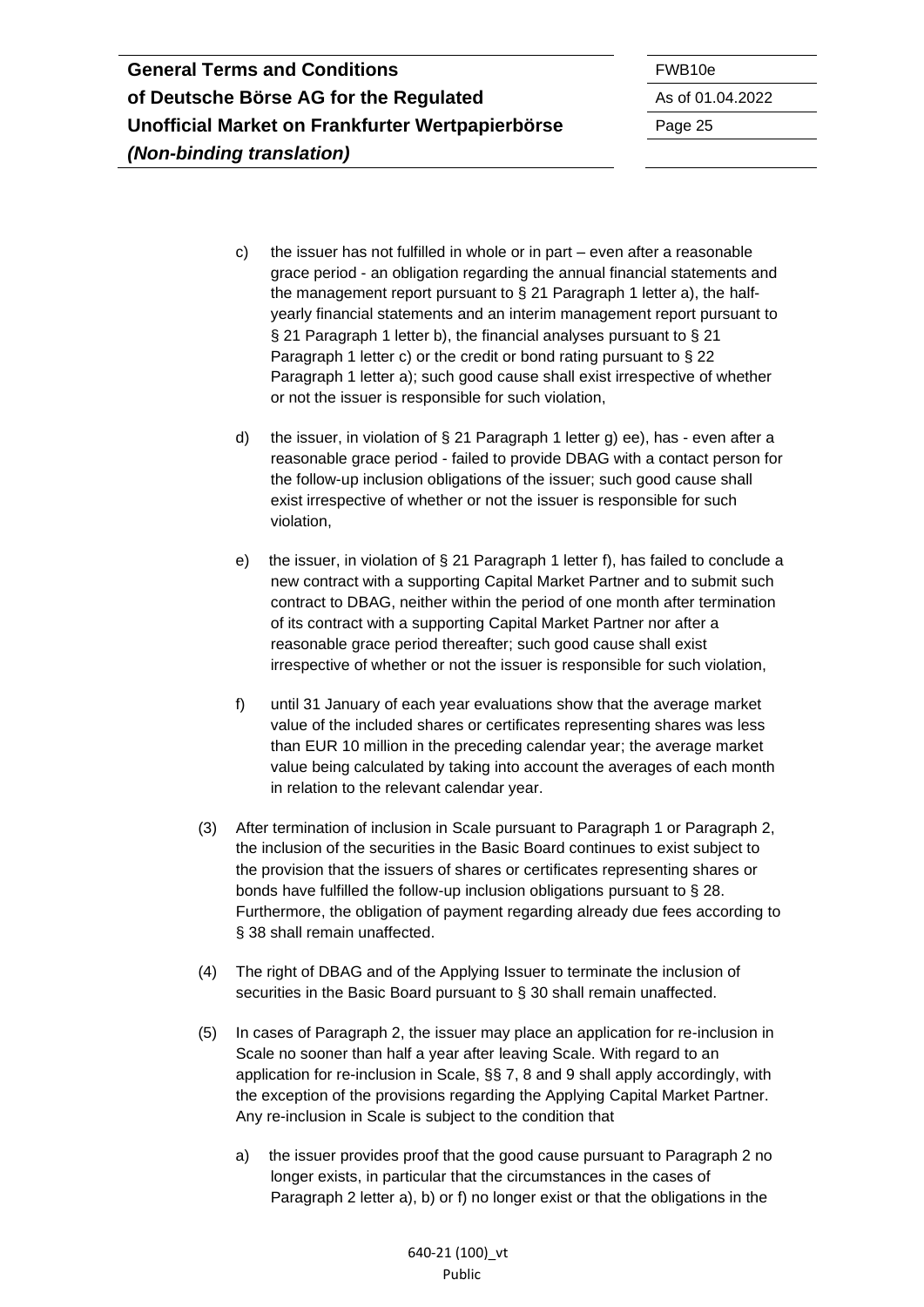c) the issuer has not fulfilled in whole or in part – even after a reasonable grace period - an obligation regarding the annual financial statements and the management report pursuant to § 21 Paragraph 1 letter a), the half-yearly financial statements and an interim management report pursuant to § 21 Paragraph 1 letter b), the financial analyses pursuant to § 21 Paragraph 1 letter c) or the credit or bond rating pursuant to § 22 Paragraph 1 letter a); such good cause shall exist irrespective of whether or not the issuer is responsible for such violation,

d) the issuer, in violation of § 21 Paragraph 1 letter g) ee), has - even after a reasonable grace period - failed to provide DBAG with a contact person for the follow-up inclusion obligations of the issuer; such good cause shall exist irrespective of whether or not the issuer is responsible for such violation,

e) the issuer, in violation of § 21 Paragraph 1 letter f), has failed to conclude a new contract with a supporting Capital Market Partner and to submit such contract to DBAG, neither within the period of one month after termination of its contract with a supporting Capital Market Partner nor after a reasonable grace period thereafter; such good cause shall exist irrespective of whether or not the issuer is responsible for such violation,

f) until 31 January of each year evaluations show that the average market value of the included shares or certificates representing shares was less than EUR 10 million in the preceding calendar year; the average market value being calculated by taking into account the averages of each month in relation to the relevant calendar year.

(3) After termination of inclusion in Scale pursuant to Paragraph 1 or Paragraph 2, the inclusion of the securities in the Basic Board continues to exist subject to the provision that the issuers of shares or certificates representing shares or bonds have fulfilled the follow-up inclusion obligations pursuant to § 28. Furthermore, the obligation of payment regarding already due fees according to § 38 shall remain unaffected.

(4) The right of DBAG and of the Applying Issuer to terminate the inclusion of securities in the Basic Board pursuant to § 30 shall remain unaffected.

(5) In cases of Paragraph 2, the issuer may place an application for re-inclusion in Scale no sooner than half a year after leaving Scale. With regard to an application for re-inclusion in Scale, §§ 7, 8 and 9 shall apply accordingly, with the exception of the provisions regarding the Applying Capital Market Partner. Any re-inclusion in Scale is subject to the condition that

a) the issuer provides proof that the good cause pursuant to Paragraph 2 no longer exists, in particular that the circumstances in the cases of Paragraph 2 letter a), b) or f) no longer exist or that the obligations in the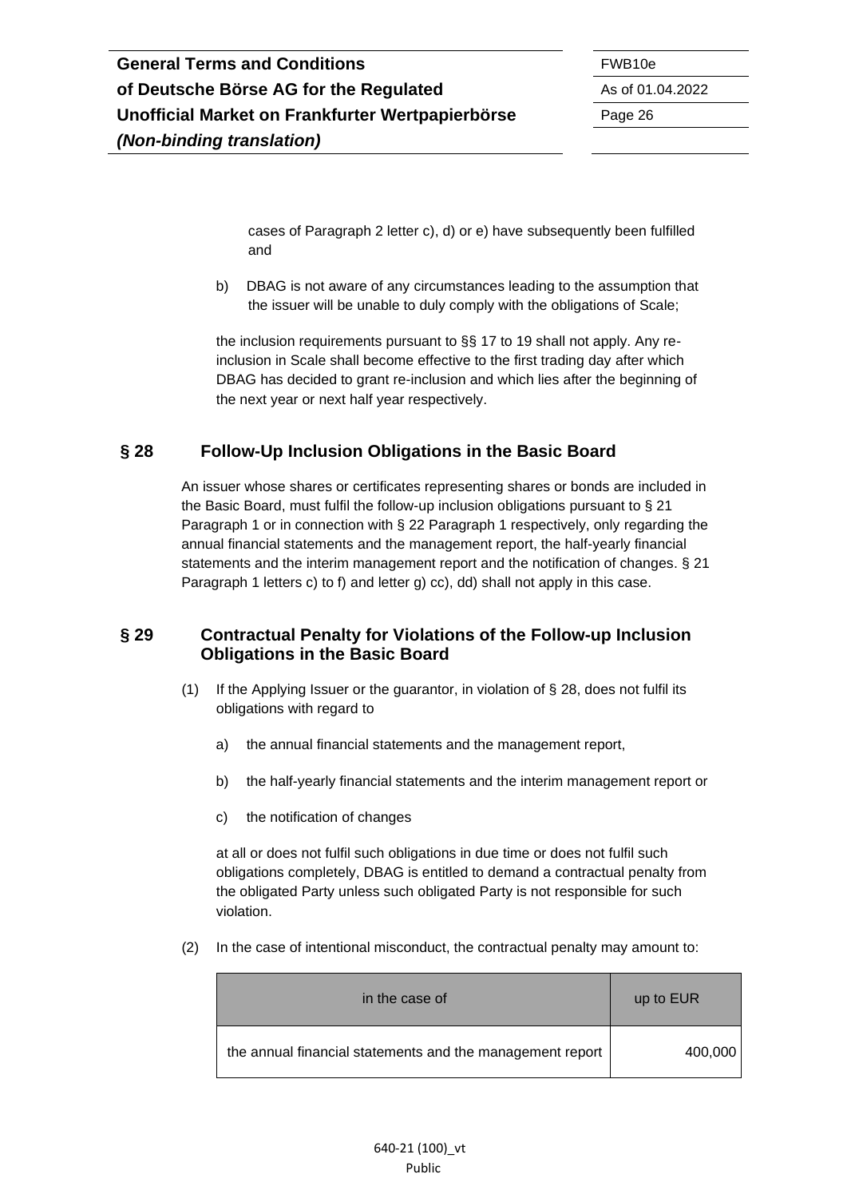cases of Paragraph 2 letter c), d) or e) have subsequently been fulfilled and

b) DBAG is not aware of any circumstances leading to the assumption that the issuer will be unable to duly comply with the obligations of Scale;

the inclusion requirements pursuant to §§ 17 to 19 shall not apply. Any re-inclusion in Scale shall become effective to the first trading day after which DBAG has decided to grant re-inclusion and which lies after the beginning of the next year or next half year respectively.

## § 28 Follow-Up Inclusion Obligations in the Basic Board

An issuer whose shares or certificates representing shares or bonds are included in the Basic Board, must fulfil the follow-up inclusion obligations pursuant to § 21 Paragraph 1 or in connection with § 22 Paragraph 1 respectively, only regarding the annual financial statements and the management report, the half-yearly financial statements and the interim management report and the notification of changes. § 21 Paragraph 1 letters c) to f) and letter g) cc), dd) shall not apply in this case.

## § 29 Contractual Penalty for Violations of the Follow-up Inclusion Obligations in the Basic Board

(1) If the Applying Issuer or the guarantor, in violation of § 28, does not fulfil its obligations with regard to

a) the annual financial statements and the management report,

b) the half-yearly financial statements and the interim management report or

c) the notification of changes

at all or does not fulfil such obligations in due time or does not fulfil such obligations completely, DBAG is entitled to demand a contractual penalty from the obligated Party unless such obligated Party is not responsible for such violation.

(2) In the case of intentional misconduct, the contractual penalty may amount to:

| in the case of | up to EUR |
|---|---|
| the annual financial statements and the management report | 400,000 |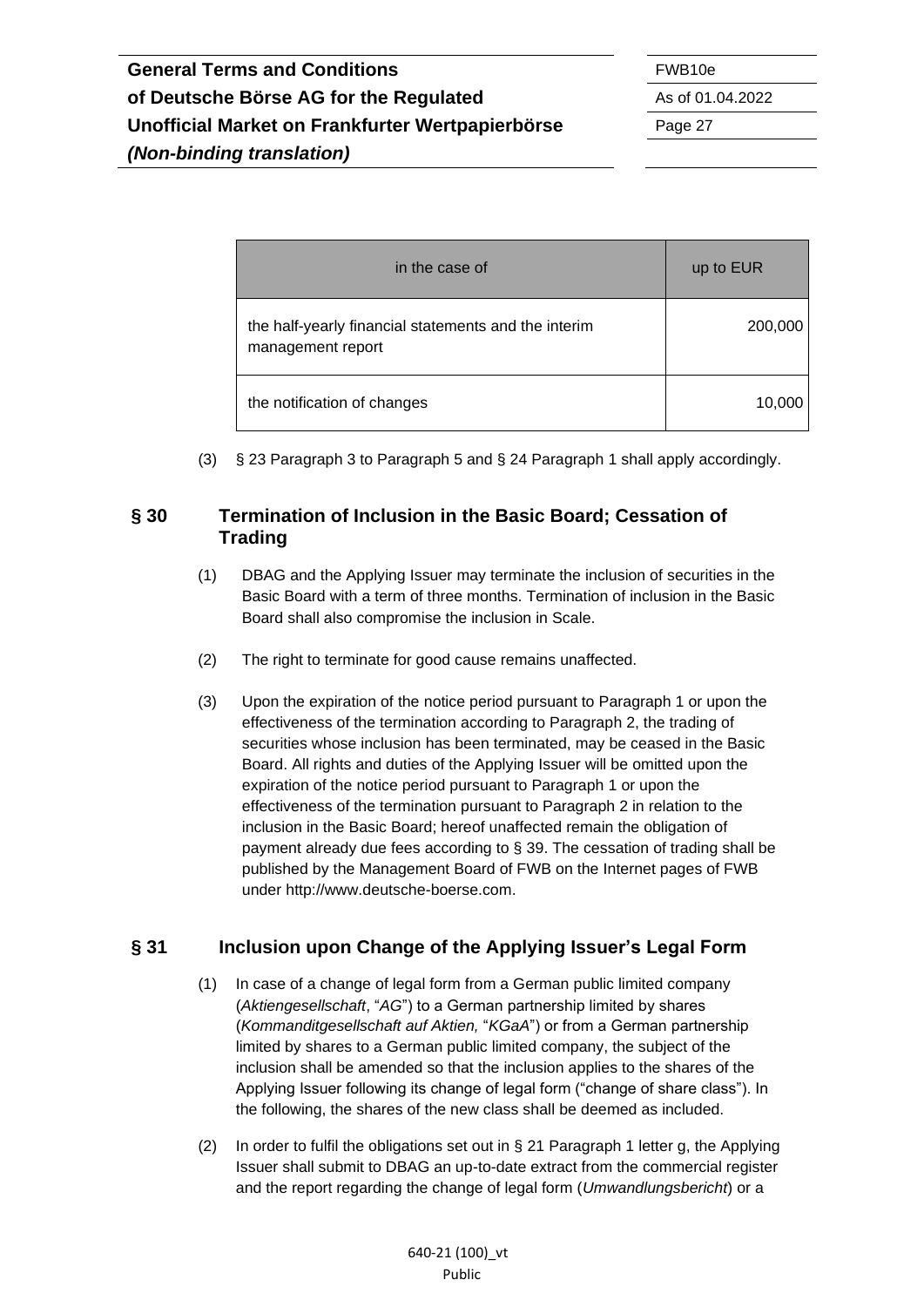| in the case of | up to EUR |
|---|---|
| the half-yearly financial statements and the interim management report | 200,000 |
| the notification of changes | 10,000 |

(3) § 23 Paragraph 3 to Paragraph 5 and § 24 Paragraph 1 shall apply accordingly.

## § 30 Termination of Inclusion in the Basic Board; Cessation of Trading

(1) DBAG and the Applying Issuer may terminate the inclusion of securities in the Basic Board with a term of three months. Termination of inclusion in the Basic Board shall also compromise the inclusion in Scale.

(2) The right to terminate for good cause remains unaffected.

(3) Upon the expiration of the notice period pursuant to Paragraph 1 or upon the effectiveness of the termination according to Paragraph 2, the trading of securities whose inclusion has been terminated, may be ceased in the Basic Board. All rights and duties of the Applying Issuer will be omitted upon the expiration of the notice period pursuant to Paragraph 1 or upon the effectiveness of the termination pursuant to Paragraph 2 in relation to the inclusion in the Basic Board; hereof unaffected remain the obligation of payment already due fees according to § 39. The cessation of trading shall be published by the Management Board of FWB on the Internet pages of FWB under http://www.deutsche-boerse.com.

## § 31 Inclusion upon Change of the Applying Issuer's Legal Form

(1) In case of a change of legal form from a German public limited company (*Aktiengesellschaft*, "*AG*") to a German partnership limited by shares (*Kommanditgesellschaft auf Aktien,* "*KGaA*") or from a German partnership limited by shares to a German public limited company, the subject of the inclusion shall be amended so that the inclusion applies to the shares of the Applying Issuer following its change of legal form ("change of share class"). In the following, the shares of the new class shall be deemed as included.

(2) In order to fulfil the obligations set out in § 21 Paragraph 1 letter g, the Applying Issuer shall submit to DBAG an up-to-date extract from the commercial register and the report regarding the change of legal form (*Umwandlungsbericht*) or a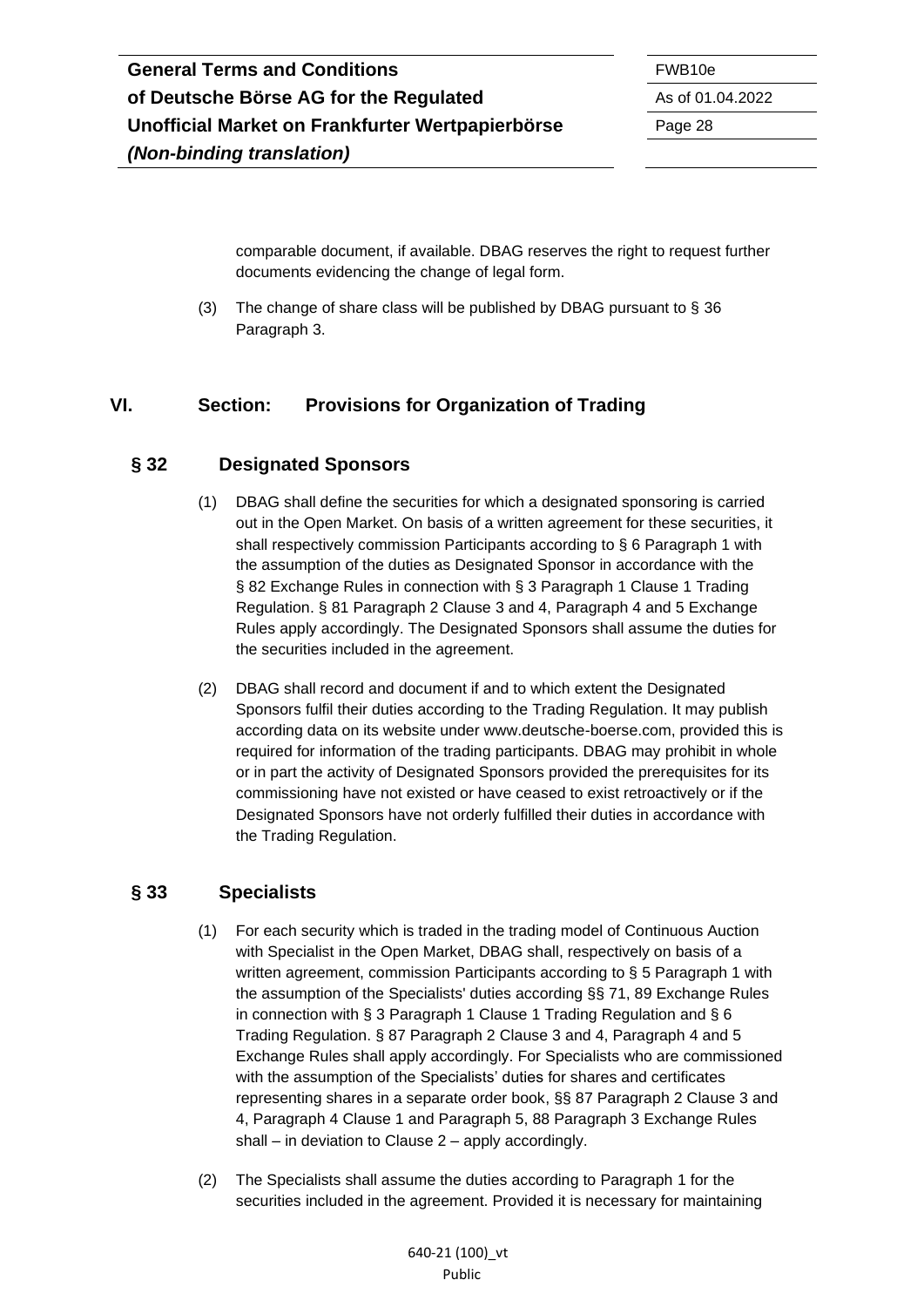comparable document, if available. DBAG reserves the right to request further documents evidencing the change of legal form.

(3) The change of share class will be published by DBAG pursuant to § 36 Paragraph 3.

# VI. Section: Provisions for Organization of Trading

## § 32 Designated Sponsors

(1) DBAG shall define the securities for which a designated sponsoring is carried out in the Open Market. On basis of a written agreement for these securities, it shall respectively commission Participants according to § 6 Paragraph 1 with the assumption of the duties as Designated Sponsor in accordance with the § 82 Exchange Rules in connection with § 3 Paragraph 1 Clause 1 Trading Regulation. § 81 Paragraph 2 Clause 3 and 4, Paragraph 4 and 5 Exchange Rules apply accordingly. The Designated Sponsors shall assume the duties for the securities included in the agreement.

(2) DBAG shall record and document if and to which extent the Designated Sponsors fulfil their duties according to the Trading Regulation. It may publish according data on its website under www.deutsche-boerse.com, provided this is required for information of the trading participants. DBAG may prohibit in whole or in part the activity of Designated Sponsors provided the prerequisites for its commissioning have not existed or have ceased to exist retroactively or if the Designated Sponsors have not orderly fulfilled their duties in accordance with the Trading Regulation.

## § 33 Specialists

(1) For each security which is traded in the trading model of Continuous Auction with Specialist in the Open Market, DBAG shall, respectively on basis of a written agreement, commission Participants according to § 5 Paragraph 1 with the assumption of the Specialists' duties according §§ 71, 89 Exchange Rules in connection with § 3 Paragraph 1 Clause 1 Trading Regulation and § 6 Trading Regulation. § 87 Paragraph 2 Clause 3 and 4, Paragraph 4 and 5 Exchange Rules shall apply accordingly. For Specialists who are commissioned with the assumption of the Specialists' duties for shares and certificates representing shares in a separate order book, §§ 87 Paragraph 2 Clause 3 and 4, Paragraph 4 Clause 1 and Paragraph 5, 88 Paragraph 3 Exchange Rules shall – in deviation to Clause 2 – apply accordingly.

(2) The Specialists shall assume the duties according to Paragraph 1 for the securities included in the agreement. Provided it is necessary for maintaining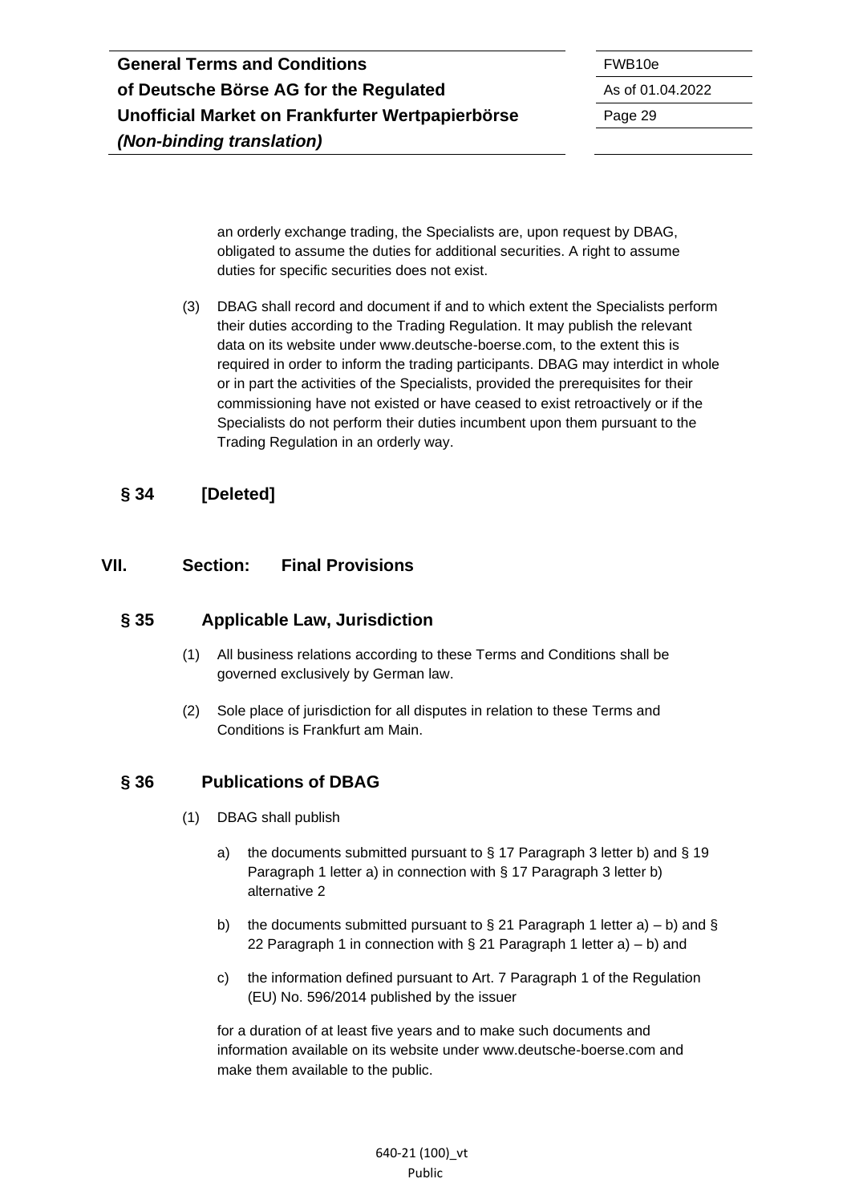an orderly exchange trading, the Specialists are, upon request by DBAG, obligated to assume the duties for additional securities. A right to assume duties for specific securities does not exist.

(3) DBAG shall record and document if and to which extent the Specialists perform their duties according to the Trading Regulation. It may publish the relevant data on its website under www.deutsche-boerse.com, to the extent this is required in order to inform the trading participants. DBAG may interdict in whole or in part the activities of the Specialists, provided the prerequisites for their commissioning have not existed or have ceased to exist retroactively or if the Specialists do not perform their duties incumbent upon them pursuant to the Trading Regulation in an orderly way.

### § 34 [Deleted]

## VII. Section: Final Provisions

### § 35 Applicable Law, Jurisdiction

(1) All business relations according to these Terms and Conditions shall be governed exclusively by German law.

(2) Sole place of jurisdiction for all disputes in relation to these Terms and Conditions is Frankfurt am Main.

### § 36 Publications of DBAG

(1) DBAG shall publish

a) the documents submitted pursuant to § 17 Paragraph 3 letter b) and § 19 Paragraph 1 letter a) in connection with § 17 Paragraph 3 letter b) alternative 2

b) the documents submitted pursuant to § 21 Paragraph 1 letter a) – b) and § 22 Paragraph 1 in connection with § 21 Paragraph 1 letter a) – b) and

c) the information defined pursuant to Art. 7 Paragraph 1 of the Regulation (EU) No. 596/2014 published by the issuer

for a duration of at least five years and to make such documents and information available on its website under www.deutsche-boerse.com and make them available to the public.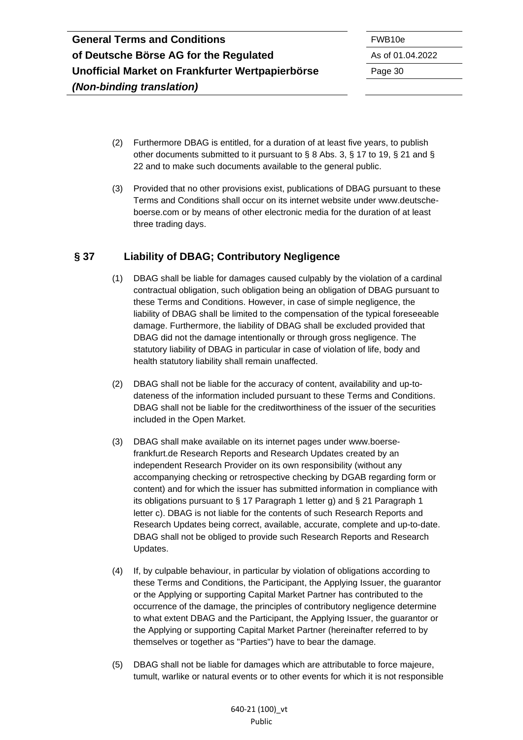(2) Furthermore DBAG is entitled, for a duration of at least five years, to publish other documents submitted to it pursuant to § 8 Abs. 3, § 17 to 19, § 21 and § 22 and to make such documents available to the general public.

(3) Provided that no other provisions exist, publications of DBAG pursuant to these Terms and Conditions shall occur on its internet website under www.deutsche-boerse.com or by means of other electronic media for the duration of at least three trading days.

## § 37 Liability of DBAG; Contributory Negligence

(1) DBAG shall be liable for damages caused culpably by the violation of a cardinal contractual obligation, such obligation being an obligation of DBAG pursuant to these Terms and Conditions. However, in case of simple negligence, the liability of DBAG shall be limited to the compensation of the typical foreseeable damage. Furthermore, the liability of DBAG shall be excluded provided that DBAG did not the damage intentionally or through gross negligence. The statutory liability of DBAG in particular in case of violation of life, body and health statutory liability shall remain unaffected.

(2) DBAG shall not be liable for the accuracy of content, availability and up-to-dateness of the information included pursuant to these Terms and Conditions. DBAG shall not be liable for the creditworthiness of the issuer of the securities included in the Open Market.

(3) DBAG shall make available on its internet pages under www.boerse-frankfurt.de Research Reports and Research Updates created by an independent Research Provider on its own responsibility (without any accompanying checking or retrospective checking by DGAB regarding form or content) and for which the issuer has submitted information in compliance with its obligations pursuant to § 17 Paragraph 1 letter g) and § 21 Paragraph 1 letter c). DBAG is not liable for the contents of such Research Reports and Research Updates being correct, available, accurate, complete and up-to-date. DBAG shall not be obliged to provide such Research Reports and Research Updates.

(4) If, by culpable behaviour, in particular by violation of obligations according to these Terms and Conditions, the Participant, the Applying Issuer, the guarantor or the Applying or supporting Capital Market Partner has contributed to the occurrence of the damage, the principles of contributory negligence determine to what extent DBAG and the Participant, the Applying Issuer, the guarantor or the Applying or supporting Capital Market Partner (hereinafter referred to by themselves or together as "Parties") have to bear the damage.

(5) DBAG shall not be liable for damages which are attributable to force majeure, tumult, warlike or natural events or to other events for which it is not responsible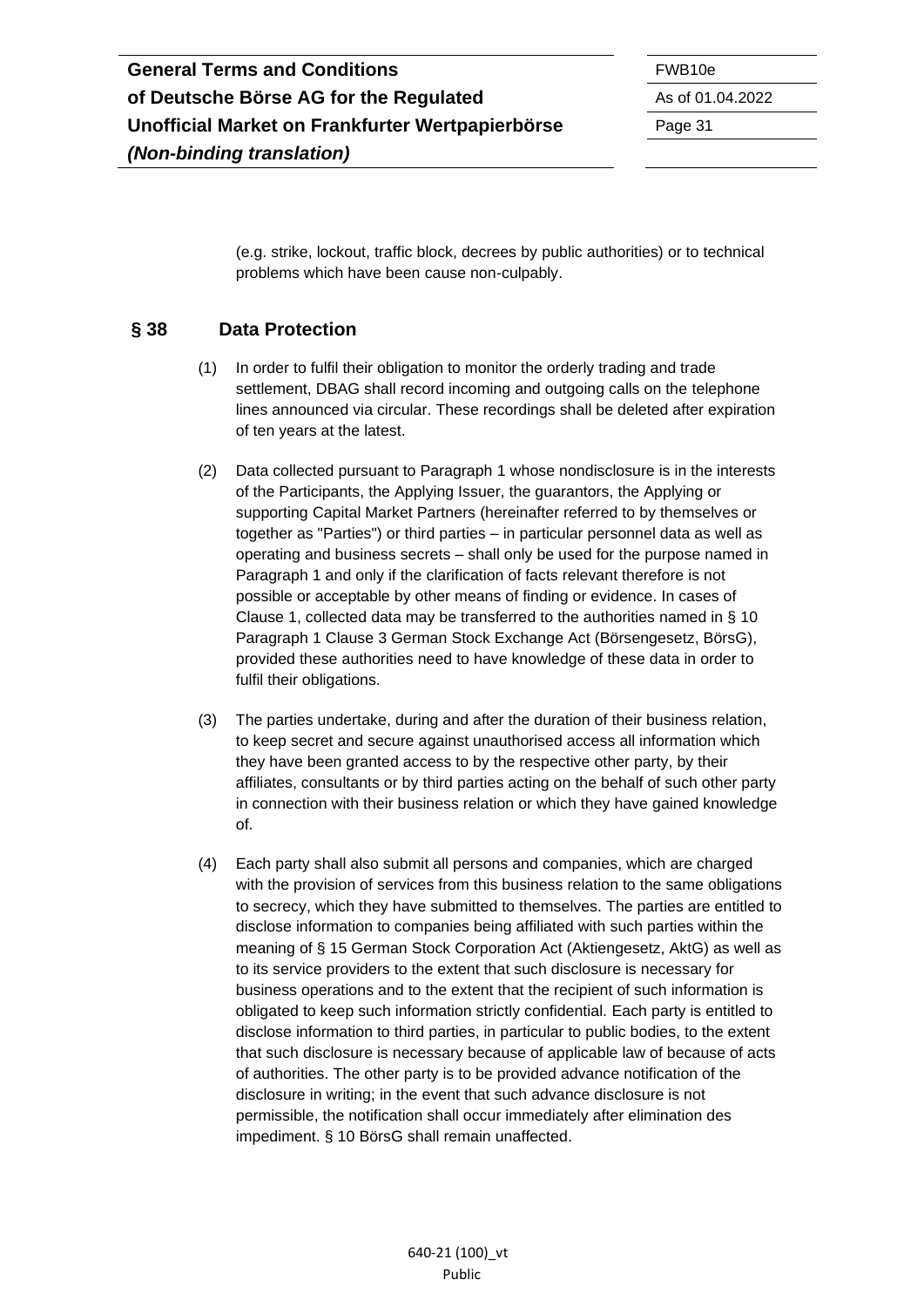(e.g. strike, lockout, traffic block, decrees by public authorities) or to technical problems which have been cause non-culpably.

## § 38 Data Protection

(1) In order to fulfil their obligation to monitor the orderly trading and trade settlement, DBAG shall record incoming and outgoing calls on the telephone lines announced via circular. These recordings shall be deleted after expiration of ten years at the latest.

(2) Data collected pursuant to Paragraph 1 whose nondisclosure is in the interests of the Participants, the Applying Issuer, the guarantors, the Applying or supporting Capital Market Partners (hereinafter referred to by themselves or together as "Parties") or third parties – in particular personnel data as well as operating and business secrets – shall only be used for the purpose named in Paragraph 1 and only if the clarification of facts relevant therefore is not possible or acceptable by other means of finding or evidence. In cases of Clause 1, collected data may be transferred to the authorities named in § 10 Paragraph 1 Clause 3 German Stock Exchange Act (Börsengesetz, BörsG), provided these authorities need to have knowledge of these data in order to fulfil their obligations.

(3) The parties undertake, during and after the duration of their business relation, to keep secret and secure against unauthorised access all information which they have been granted access to by the respective other party, by their affiliates, consultants or by third parties acting on the behalf of such other party in connection with their business relation or which they have gained knowledge of.

(4) Each party shall also submit all persons and companies, which are charged with the provision of services from this business relation to the same obligations to secrecy, which they have submitted to themselves. The parties are entitled to disclose information to companies being affiliated with such parties within the meaning of § 15 German Stock Corporation Act (Aktiengesetz, AktG) as well as to its service providers to the extent that such disclosure is necessary for business operations and to the extent that the recipient of such information is obligated to keep such information strictly confidential. Each party is entitled to disclose information to third parties, in particular to public bodies, to the extent that such disclosure is necessary because of applicable law of because of acts of authorities. The other party is to be provided advance notification of the disclosure in writing; in the event that such advance disclosure is not permissible, the notification shall occur immediately after elimination des impediment. § 10 BörsG shall remain unaffected.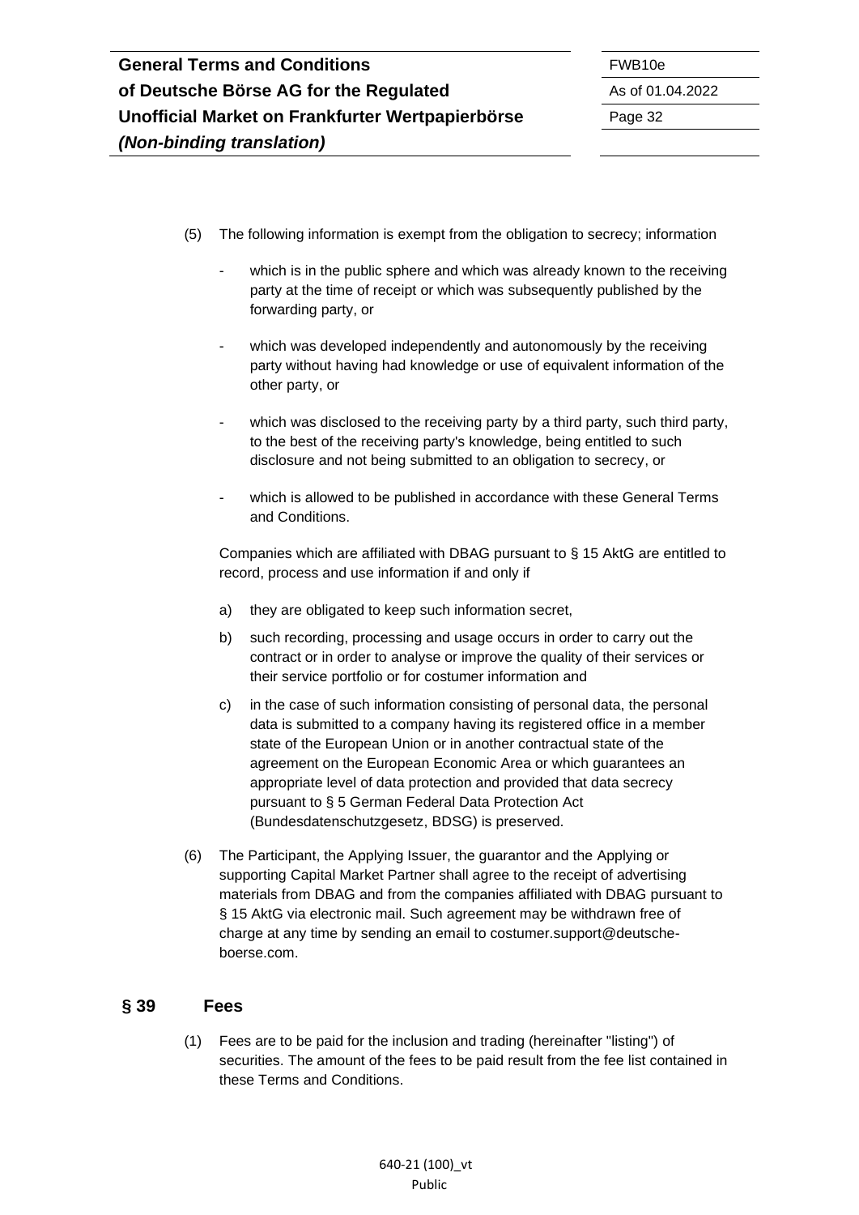(5) The following information is exempt from the obligation to secrecy; information

- which is in the public sphere and which was already known to the receiving party at the time of receipt or which was subsequently published by the forwarding party, or
- which was developed independently and autonomously by the receiving party without having had knowledge or use of equivalent information of the other party, or
- which was disclosed to the receiving party by a third party, such third party, to the best of the receiving party's knowledge, being entitled to such disclosure and not being submitted to an obligation to secrecy, or
- which is allowed to be published in accordance with these General Terms and Conditions.

Companies which are affiliated with DBAG pursuant to § 15 AktG are entitled to record, process and use information if and only if

a) they are obligated to keep such information secret,

b) such recording, processing and usage occurs in order to carry out the contract or in order to analyse or improve the quality of their services or their service portfolio or for costumer information and

c) in the case of such information consisting of personal data, the personal data is submitted to a company having its registered office in a member state of the European Union or in another contractual state of the agreement on the European Economic Area or which guarantees an appropriate level of data protection and provided that data secrecy pursuant to § 5 German Federal Data Protection Act (Bundesdatenschutzgesetz, BDSG) is preserved.

(6) The Participant, the Applying Issuer, the guarantor and the Applying or supporting Capital Market Partner shall agree to the receipt of advertising materials from DBAG and from the companies affiliated with DBAG pursuant to § 15 AktG via electronic mail. Such agreement may be withdrawn free of charge at any time by sending an email to costumer.support@deutsche-boerse.com.

## § 39 Fees

(1) Fees are to be paid for the inclusion and trading (hereinafter "listing") of securities. The amount of the fees to be paid result from the fee list contained in these Terms and Conditions.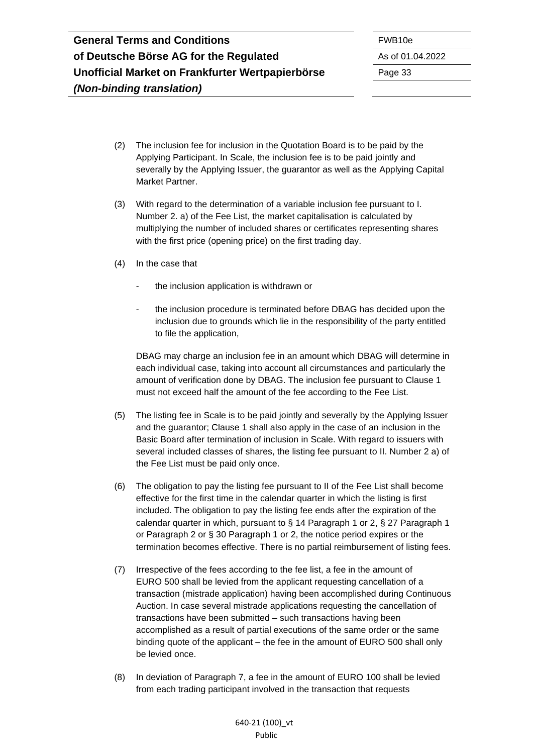(2) The inclusion fee for inclusion in the Quotation Board is to be paid by the Applying Participant. In Scale, the inclusion fee is to be paid jointly and severally by the Applying Issuer, the guarantor as well as the Applying Capital Market Partner.

(3) With regard to the determination of a variable inclusion fee pursuant to I. Number 2. a) of the Fee List, the market capitalisation is calculated by multiplying the number of included shares or certificates representing shares with the first price (opening price) on the first trading day.

(4) In the case that

- the inclusion application is withdrawn or
- the inclusion procedure is terminated before DBAG has decided upon the inclusion due to grounds which lie in the responsibility of the party entitled to file the application,

DBAG may charge an inclusion fee in an amount which DBAG will determine in each individual case, taking into account all circumstances and particularly the amount of verification done by DBAG. The inclusion fee pursuant to Clause 1 must not exceed half the amount of the fee according to the Fee List.

(5) The listing fee in Scale is to be paid jointly and severally by the Applying Issuer and the guarantor; Clause 1 shall also apply in the case of an inclusion in the Basic Board after termination of inclusion in Scale. With regard to issuers with several included classes of shares, the listing fee pursuant to II. Number 2 a) of the Fee List must be paid only once.

(6) The obligation to pay the listing fee pursuant to II of the Fee List shall become effective for the first time in the calendar quarter in which the listing is first included. The obligation to pay the listing fee ends after the expiration of the calendar quarter in which, pursuant to § 14 Paragraph 1 or 2, § 27 Paragraph 1 or Paragraph 2 or § 30 Paragraph 1 or 2, the notice period expires or the termination becomes effective. There is no partial reimbursement of listing fees.

(7) Irrespective of the fees according to the fee list, a fee in the amount of EURO 500 shall be levied from the applicant requesting cancellation of a transaction (mistrade application) having been accomplished during Continuous Auction. In case several mistrade applications requesting the cancellation of transactions have been submitted – such transactions having been accomplished as a result of partial executions of the same order or the same binding quote of the applicant – the fee in the amount of EURO 500 shall only be levied once.

(8) In deviation of Paragraph 7, a fee in the amount of EURO 100 shall be levied from each trading participant involved in the transaction that requests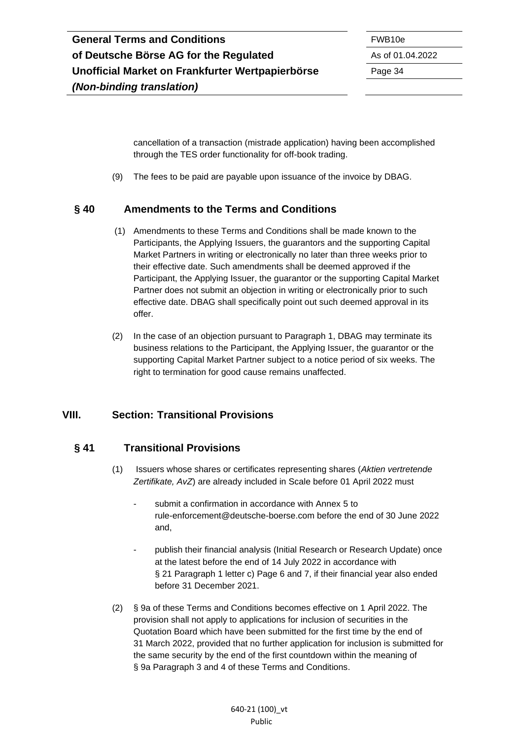cancellation of a transaction (mistrade application) having been accomplished through the TES order functionality for off-book trading.

(9) The fees to be paid are payable upon issuance of the invoice by DBAG.

## § 40 Amendments to the Terms and Conditions

(1) Amendments to these Terms and Conditions shall be made known to the Participants, the Applying Issuers, the guarantors and the supporting Capital Market Partners in writing or electronically no later than three weeks prior to their effective date. Such amendments shall be deemed approved if the Participant, the Applying Issuer, the guarantor or the supporting Capital Market Partner does not submit an objection in writing or electronically prior to such effective date. DBAG shall specifically point out such deemed approval in its offer.

(2) In the case of an objection pursuant to Paragraph 1, DBAG may terminate its business relations to the Participant, the Applying Issuer, the guarantor or the supporting Capital Market Partner subject to a notice period of six weeks. The right to termination for good cause remains unaffected.

# VIII. Section: Transitional Provisions

## § 41 Transitional Provisions

(1) Issuers whose shares or certificates representing shares (*Aktien vertretende Zertifikate, AvZ*) are already included in Scale before 01 April 2022 must

- submit a confirmation in accordance with Annex 5 to rule-enforcement@deutsche-boerse.com before the end of 30 June 2022 and,

- publish their financial analysis (Initial Research or Research Update) once at the latest before the end of 14 July 2022 in accordance with § 21 Paragraph 1 letter c) Page 6 and 7, if their financial year also ended before 31 December 2021.

(2) § 9a of these Terms and Conditions becomes effective on 1 April 2022. The provision shall not apply to applications for inclusion of securities in the Quotation Board which have been submitted for the first time by the end of 31 March 2022, provided that no further application for inclusion is submitted for the same security by the end of the first countdown within the meaning of § 9a Paragraph 3 and 4 of these Terms and Conditions.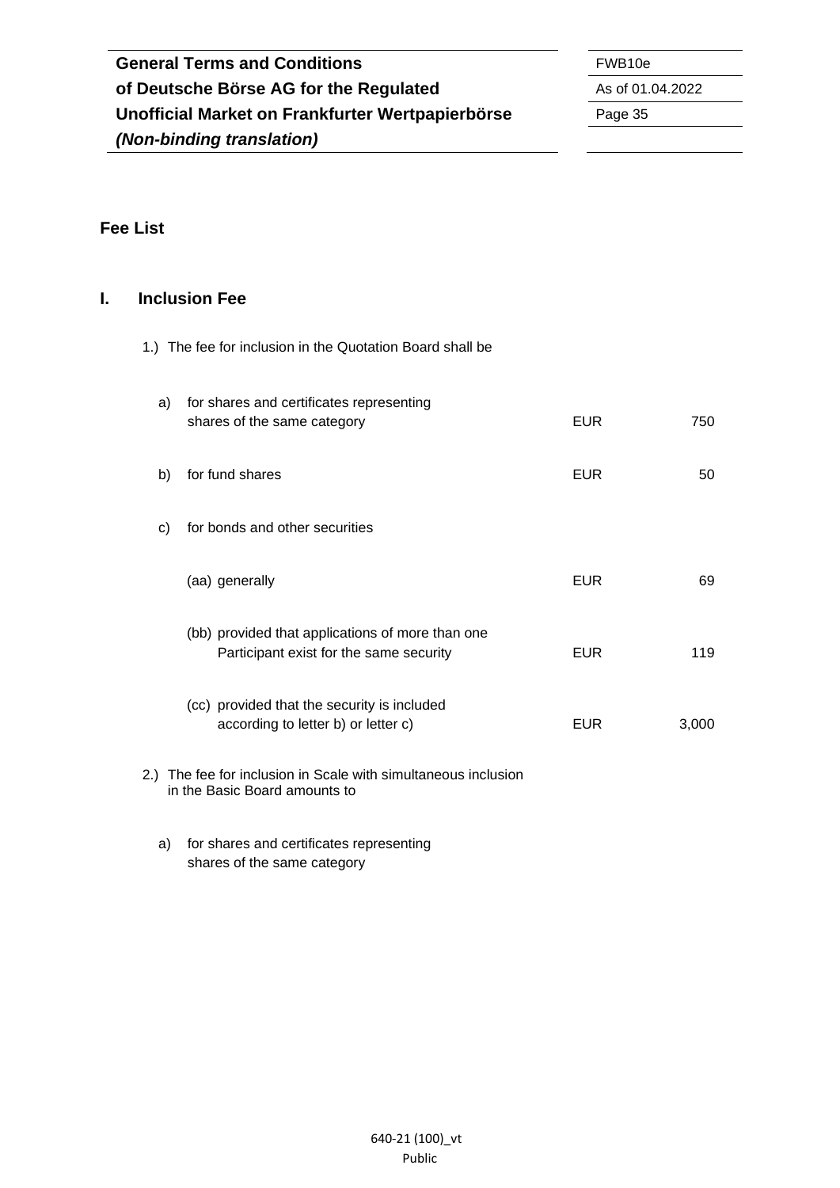## Fee List

### I. Inclusion Fee

1.) The fee for inclusion in the Quotation Board shall be

| | | | |
|---|---|---|---|
| a) | for shares and certificates representing shares of the same category | EUR | 750 |
| b) | for fund shares | EUR | 50 |
| c) | for bonds and other securities | | |
| | (aa) generally | EUR | 69 |
| | (bb) provided that applications of more than one Participant exist for the same security | EUR | 119 |
| | (cc) provided that the security is included according to letter b) or letter c) | EUR | 3,000 |

2.) The fee for inclusion in Scale with simultaneous inclusion in the Basic Board amounts to

a) for shares and certificates representing shares of the same category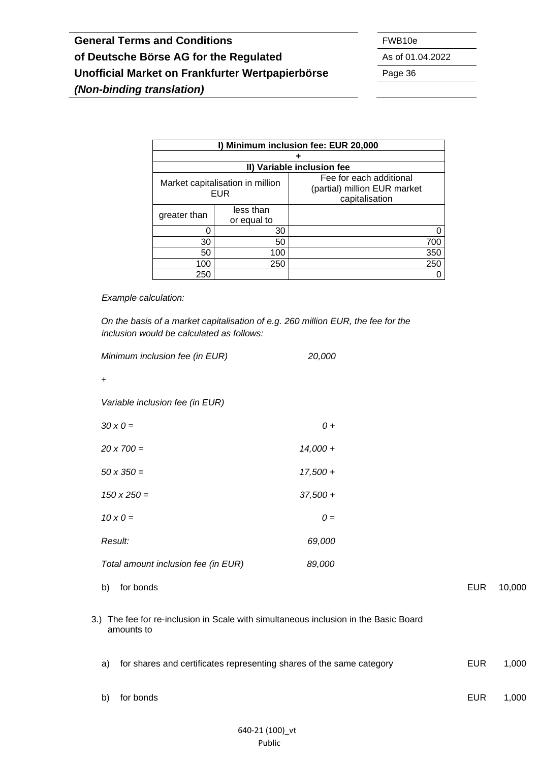| I) Minimum inclusion fee: EUR 20,000 | | |
|---|---|---|
| + | | |
| II) Variable inclusion fee | | |
| Market capitalisation in million EUR | | Fee for each additional (partial) million EUR market capitalisation |
| greater than | less than or equal to | |
| 0 | 30 | 0 |
| 30 | 50 | 700 |
| 50 | 100 | 350 |
| 100 | 250 | 250 |
| 250 | | 0 |

*Example calculation:*

*On the basis of a market capitalisation of e.g. 260 million EUR, the fee for the inclusion would be calculated as follows:*

| | |
|---|---|
| *Minimum inclusion fee (in EUR)* | *20,000* |
| *+* | |
| *Variable inclusion fee (in EUR)* | |
| *30 x 0 =* | *0 +* |
| *20 x 700 =* | *14,000 +* |
| *50 x 350 =* | *17,500 +* |
| *150 x 250 =* | *37,500 +* |
| *10 x 0 =* | *0 =* |
| *Result:* | *69,000* |
| *Total amount inclusion fee (in EUR)* | *89,000* |

b) for bonds EUR 10,000

3.) The fee for re-inclusion in Scale with simultaneous inclusion in the Basic Board amounts to

a) for shares and certificates representing shares of the same category EUR 1,000

b) for bonds EUR 1,000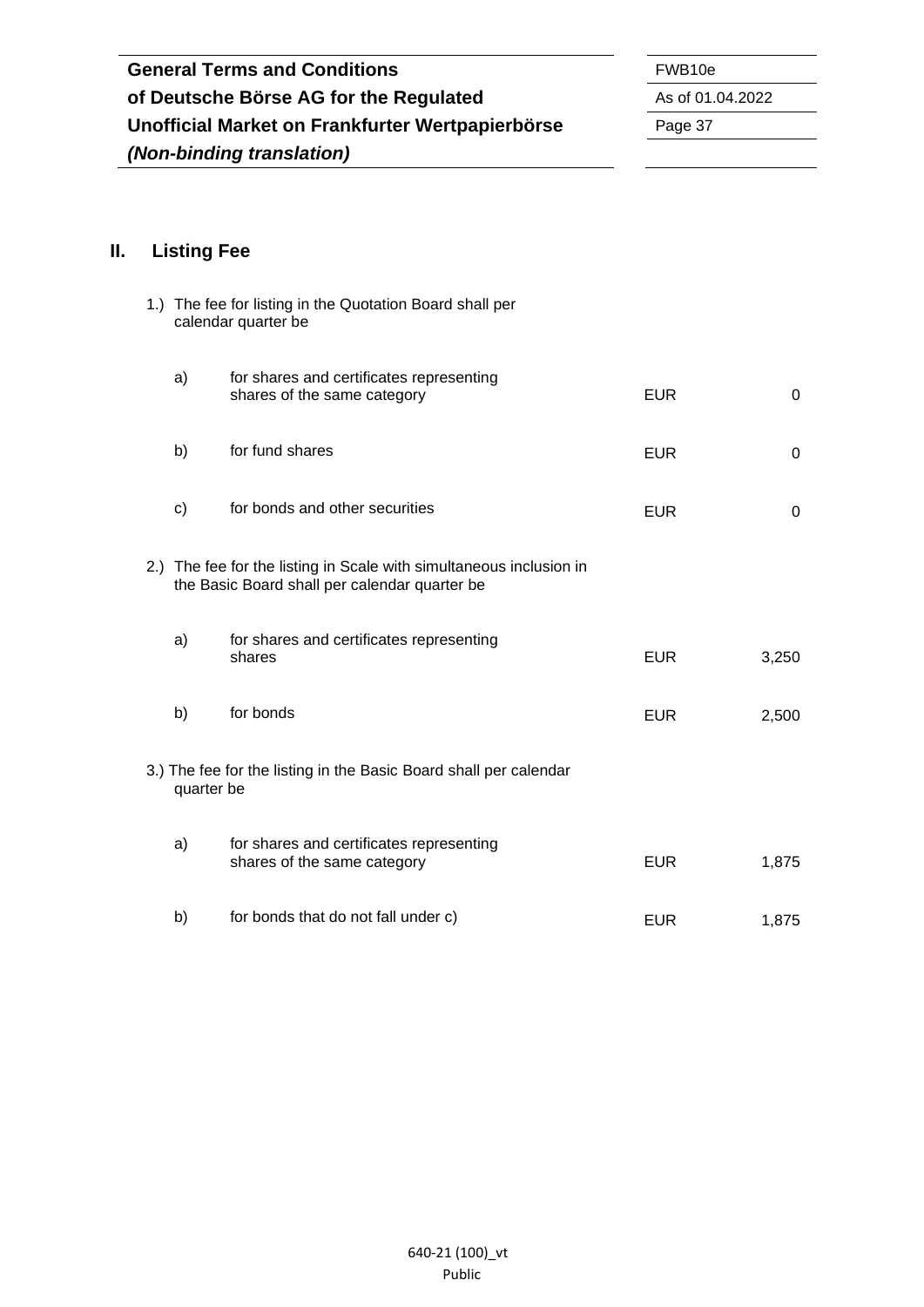## II. Listing Fee

1.) The fee for listing in the Quotation Board shall per calendar quarter be

| | | | |
|---|---|---|---|
| a) | for shares and certificates representing shares of the same category | EUR | 0 |
| b) | for fund shares | EUR | 0 |
| c) | for bonds and other securities | EUR | 0 |

2.) The fee for the listing in Scale with simultaneous inclusion in the Basic Board shall per calendar quarter be

| | | | |
|---|---|---|---|
| a) | for shares and certificates representing shares | EUR | 3,250 |
| b) | for bonds | EUR | 2,500 |

3.) The fee for the listing in the Basic Board shall per calendar quarter be

| | | | |
|---|---|---|---|
| a) | for shares and certificates representing shares of the same category | EUR | 1,875 |
| b) | for bonds that do not fall under c) | EUR | 1,875 |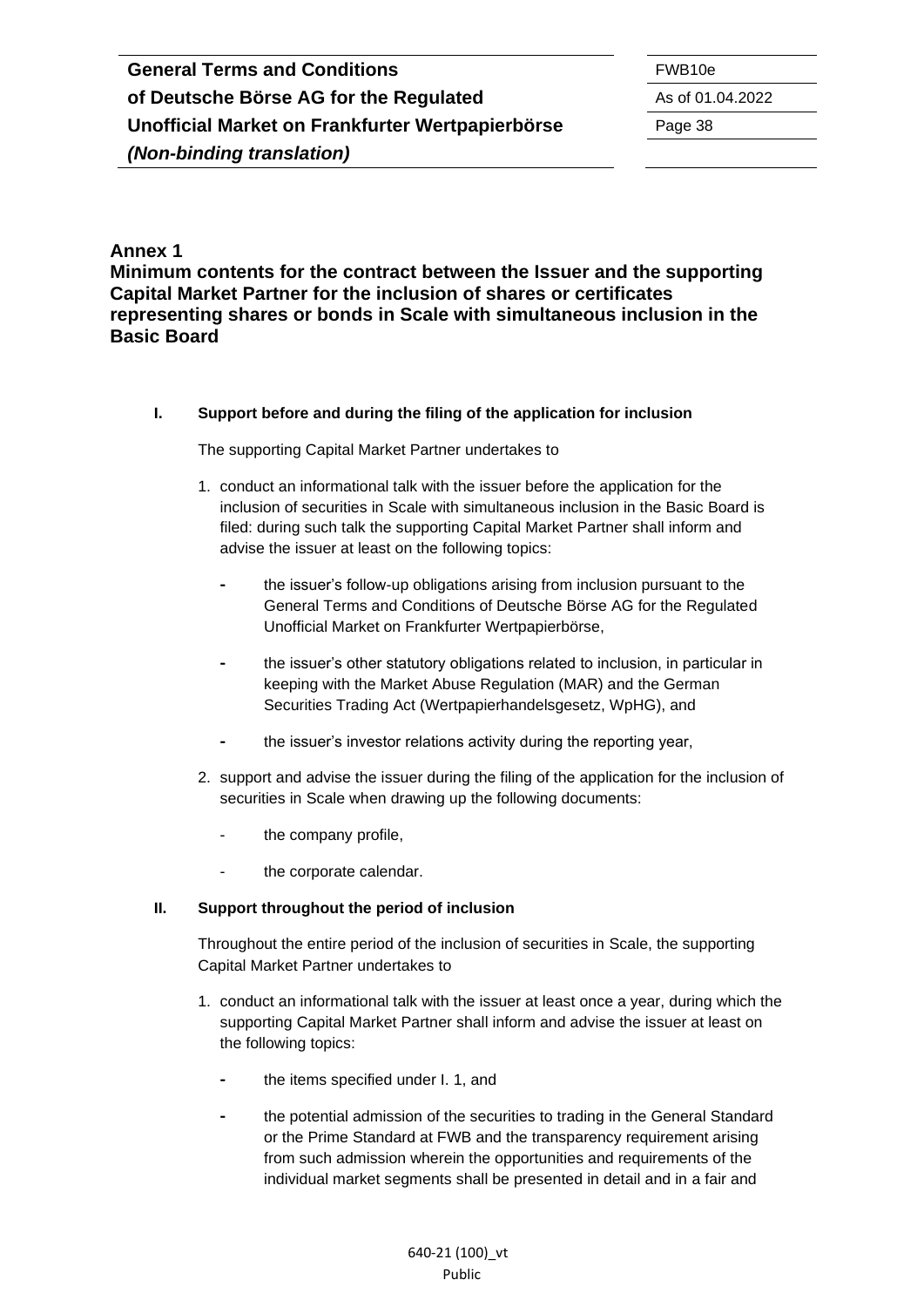## Annex 1

## Minimum contents for the contract between the Issuer and the supporting Capital Market Partner for the inclusion of shares or certificates representing shares or bonds in Scale with simultaneous inclusion in the Basic Board

**I. Support before and during the filing of the application for inclusion**

The supporting Capital Market Partner undertakes to

1. conduct an informational talk with the issuer before the application for the inclusion of securities in Scale with simultaneous inclusion in the Basic Board is filed: during such talk the supporting Capital Market Partner shall inform and advise the issuer at least on the following topics:
   - the issuer's follow-up obligations arising from inclusion pursuant to the General Terms and Conditions of Deutsche Börse AG for the Regulated Unofficial Market on Frankfurter Wertpapierbörse,
   - the issuer's other statutory obligations related to inclusion, in particular in keeping with the Market Abuse Regulation (MAR) and the German Securities Trading Act (Wertpapierhandelsgesetz, WpHG), and
   - the issuer's investor relations activity during the reporting year,
2. support and advise the issuer during the filing of the application for the inclusion of securities in Scale when drawing up the following documents:
   - the company profile,
   - the corporate calendar.

**II. Support throughout the period of inclusion**

Throughout the entire period of the inclusion of securities in Scale, the supporting Capital Market Partner undertakes to

1. conduct an informational talk with the issuer at least once a year, during which the supporting Capital Market Partner shall inform and advise the issuer at least on the following topics:
   - the items specified under I. 1, and
   - the potential admission of the securities to trading in the General Standard or the Prime Standard at FWB and the transparency requirement arising from such admission wherein the opportunities and requirements of the individual market segments shall be presented in detail and in a fair and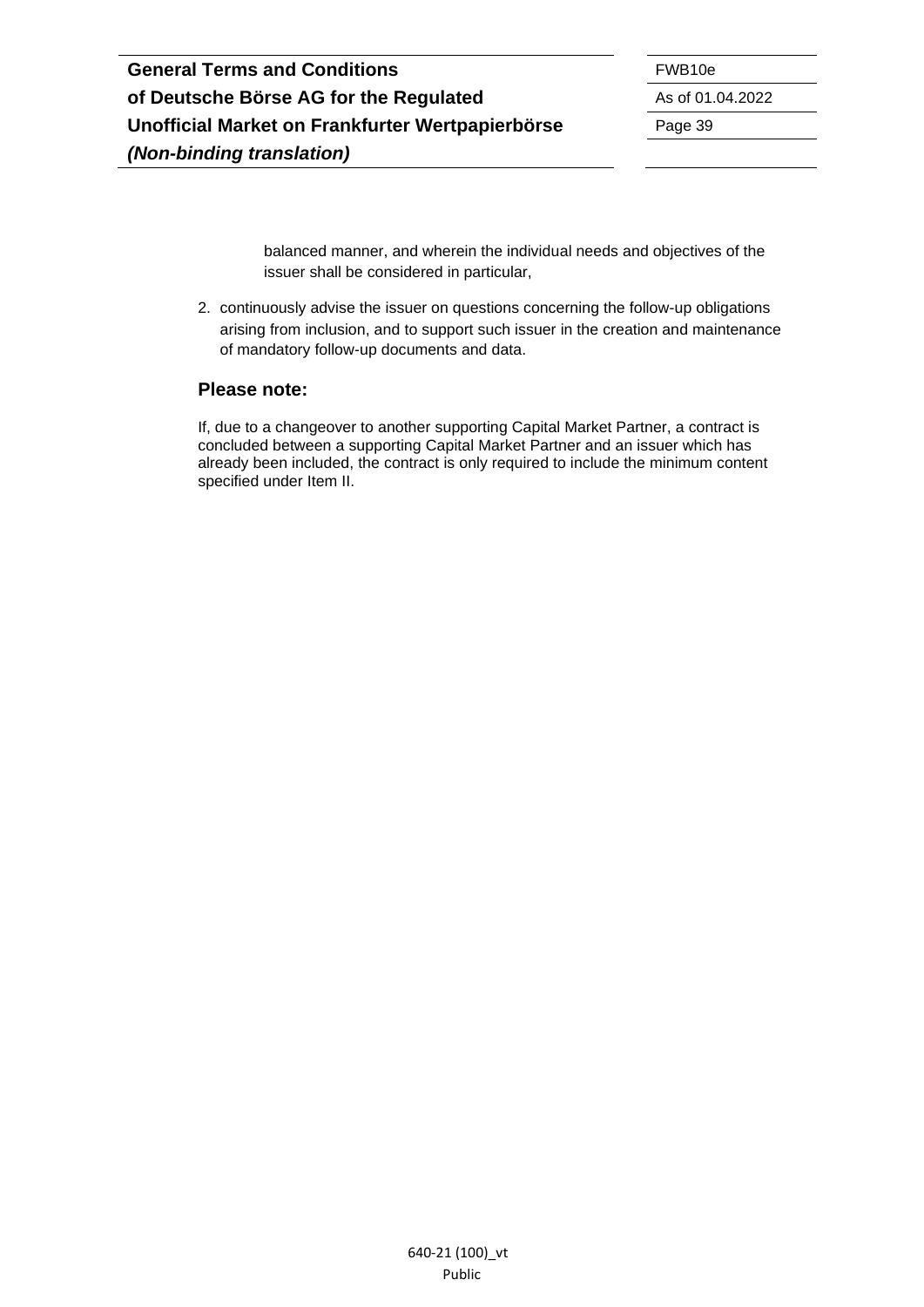balanced manner, and wherein the individual needs and objectives of the issuer shall be considered in particular,

2. continuously advise the issuer on questions concerning the follow-up obligations arising from inclusion, and to support such issuer in the creation and maintenance of mandatory follow-up documents and data.

### Please note:

If, due to a changeover to another supporting Capital Market Partner, a contract is concluded between a supporting Capital Market Partner and an issuer which has already been included, the contract is only required to include the minimum content specified under Item II.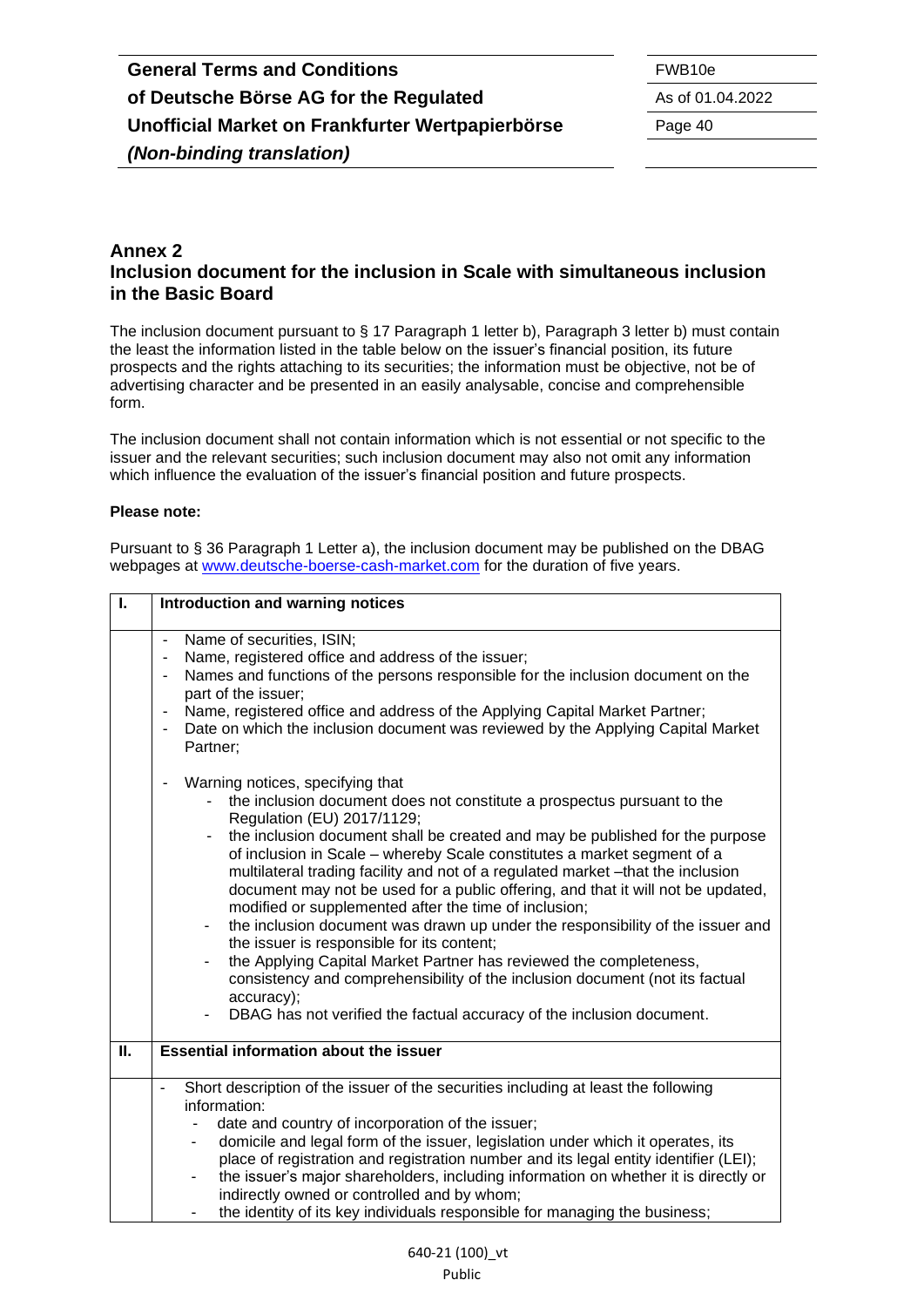## Annex 2
## Inclusion document for the inclusion in Scale with simultaneous inclusion in the Basic Board

The inclusion document pursuant to § 17 Paragraph 1 letter b), Paragraph 3 letter b) must contain the least the information listed in the table below on the issuer's financial position, its future prospects and the rights attaching to its securities; the information must be objective, not be of advertising character and be presented in an easily analysable, concise and comprehensible form.

The inclusion document shall not contain information which is not essential or not specific to the issuer and the relevant securities; such inclusion document may also not omit any information which influence the evaluation of the issuer's financial position and future prospects.

**Please note:**

Pursuant to § 36 Paragraph 1 Letter a), the inclusion document may be published on the DBAG webpages at www.deutsche-boerse-cash-market.com for the duration of five years.

| I. | Introduction and warning notices |
|---|---|
| | - Name of securities, ISIN;<br>- Name, registered office and address of the issuer;<br>- Names and functions of the persons responsible for the inclusion document on the part of the issuer;<br>- Name, registered office and address of the Applying Capital Market Partner;<br>- Date on which the inclusion document was reviewed by the Applying Capital Market Partner;<br><br>- Warning notices, specifying that<br>&nbsp;&nbsp;&nbsp;&nbsp;- the inclusion document does not constitute a prospectus pursuant to the Regulation (EU) 2017/1129;<br>&nbsp;&nbsp;&nbsp;&nbsp;- the inclusion document shall be created and may be published for the purpose of inclusion in Scale – whereby Scale constitutes a market segment of a multilateral trading facility and not of a regulated market –that the inclusion document may not be used for a public offering, and that it will not be updated, modified or supplemented after the time of inclusion;<br>&nbsp;&nbsp;&nbsp;&nbsp;- the inclusion document was drawn up under the responsibility of the issuer and the issuer is responsible for its content;<br>&nbsp;&nbsp;&nbsp;&nbsp;- the Applying Capital Market Partner has reviewed the completeness, consistency and comprehensibility of the inclusion document (not its factual accuracy);<br>&nbsp;&nbsp;&nbsp;&nbsp;- DBAG has not verified the factual accuracy of the inclusion document. |
| **II.** | **Essential information about the issuer** |
| | - Short description of the issuer of the securities including at least the following information:<br>&nbsp;&nbsp;&nbsp;&nbsp;- date and country of incorporation of the issuer;<br>&nbsp;&nbsp;&nbsp;&nbsp;- domicile and legal form of the issuer, legislation under which it operates, its place of registration and registration number and its legal entity identifier (LEI);<br>&nbsp;&nbsp;&nbsp;&nbsp;- the issuer's major shareholders, including information on whether it is directly or indirectly owned or controlled and by whom;<br>&nbsp;&nbsp;&nbsp;&nbsp;- the identity of its key individuals responsible for managing the business; |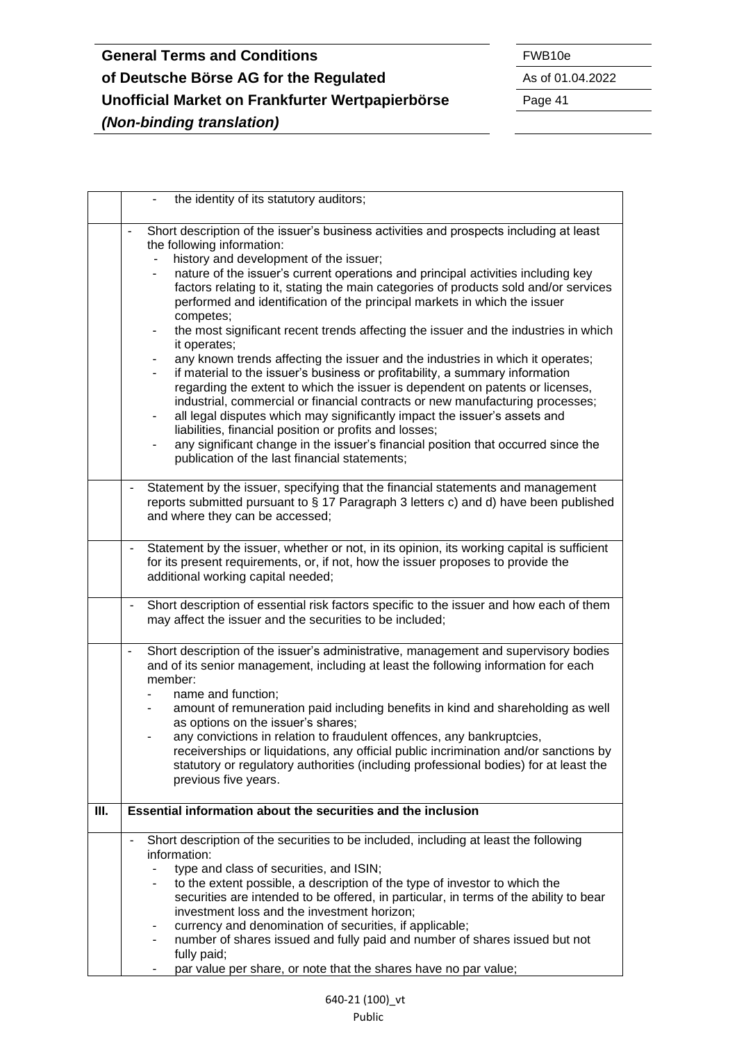| | |
|---|---|
| | - the identity of its statutory auditors; |
| | - Short description of the issuer's business activities and prospects including at least the following information:<br>- history and development of the issuer;<br>- nature of the issuer's current operations and principal activities including key factors relating to it, stating the main categories of products sold and/or services performed and identification of the principal markets in which the issuer competes;<br>- the most significant recent trends affecting the issuer and the industries in which it operates;<br>- any known trends affecting the issuer and the industries in which it operates;<br>- if material to the issuer's business or profitability, a summary information regarding the extent to which the issuer is dependent on patents or licenses, industrial, commercial or financial contracts or new manufacturing processes;<br>- all legal disputes which may significantly impact the issuer's assets and liabilities, financial position or profits and losses;<br>- any significant change in the issuer's financial position that occurred since the publication of the last financial statements; |
| | - Statement by the issuer, specifying that the financial statements and management reports submitted pursuant to § 17 Paragraph 3 letters c) and d) have been published and where they can be accessed; |
| | - Statement by the issuer, whether or not, in its opinion, its working capital is sufficient for its present requirements, or, if not, how the issuer proposes to provide the additional working capital needed; |
| | - Short description of essential risk factors specific to the issuer and how each of them may affect the issuer and the securities to be included; |
| | - Short description of the issuer's administrative, management and supervisory bodies and of its senior management, including at least the following information for each member:<br>- name and function;<br>- amount of remuneration paid including benefits in kind and shareholding as well as options on the issuer's shares;<br>- any convictions in relation to fraudulent offences, any bankruptcies, receiverships or liquidations, any official public incrimination and/or sanctions by statutory or regulatory authorities (including professional bodies) for at least the previous five years. |
| **III.** | **Essential information about the securities and the inclusion** |
| | - Short description of the securities to be included, including at least the following information:<br>- type and class of securities, and ISIN;<br>- to the extent possible, a description of the type of investor to which the securities are intended to be offered, in particular, in terms of the ability to bear investment loss and the investment horizon;<br>- currency and denomination of securities, if applicable;<br>- number of shares issued and fully paid and number of shares issued but not fully paid;<br>- par value per share, or note that the shares have no par value; |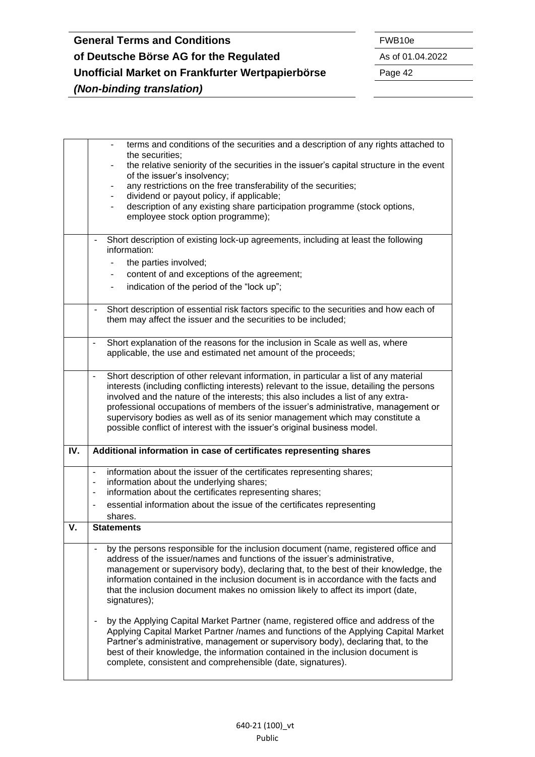| | |
|---|---|
| | - terms and conditions of the securities and a description of any rights attached to the securities;<br>- the relative seniority of the securities in the issuer's capital structure in the event of the issuer's insolvency;<br>- any restrictions on the free transferability of the securities;<br>- dividend or payout policy, if applicable;<br>- description of any existing share participation programme (stock options, employee stock option programme); |
| | - Short description of existing lock-up agreements, including at least the following information:<br>  - the parties involved;<br>  - content of and exceptions of the agreement;<br>  - indication of the period of the "lock up"; |
| | - Short description of essential risk factors specific to the securities and how each of them may affect the issuer and the securities to be included; |
| | - Short explanation of the reasons for the inclusion in Scale as well as, where applicable, the use and estimated net amount of the proceeds; |
| | - Short description of other relevant information, in particular a list of any material interests (including conflicting interests) relevant to the issue, detailing the persons involved and the nature of the interests; this also includes a list of any extra-professional occupations of members of the issuer's administrative, management or supervisory bodies as well as of its senior management which may constitute a possible conflict of interest with the issuer's original business model. |
| **IV.** | **Additional information in case of certificates representing shares** |
| | - information about the issuer of the certificates representing shares;<br>- information about the underlying shares;<br>- information about the certificates representing shares;<br>- essential information about the issue of the certificates representing shares. |
| **V.** | **Statements** |
| | - by the persons responsible for the inclusion document (name, registered office and address of the issuer/names and functions of the issuer's administrative, management or supervisory body), declaring that, to the best of their knowledge, the information contained in the inclusion document is in accordance with the facts and that the inclusion document makes no omission likely to affect its import (date, signatures);<br><br>- by the Applying Capital Market Partner (name, registered office and address of the Applying Capital Market Partner /names and functions of the Applying Capital Market Partner's administrative, management or supervisory body), declaring that, to the best of their knowledge, the information contained in the inclusion document is complete, consistent and comprehensible (date, signatures). |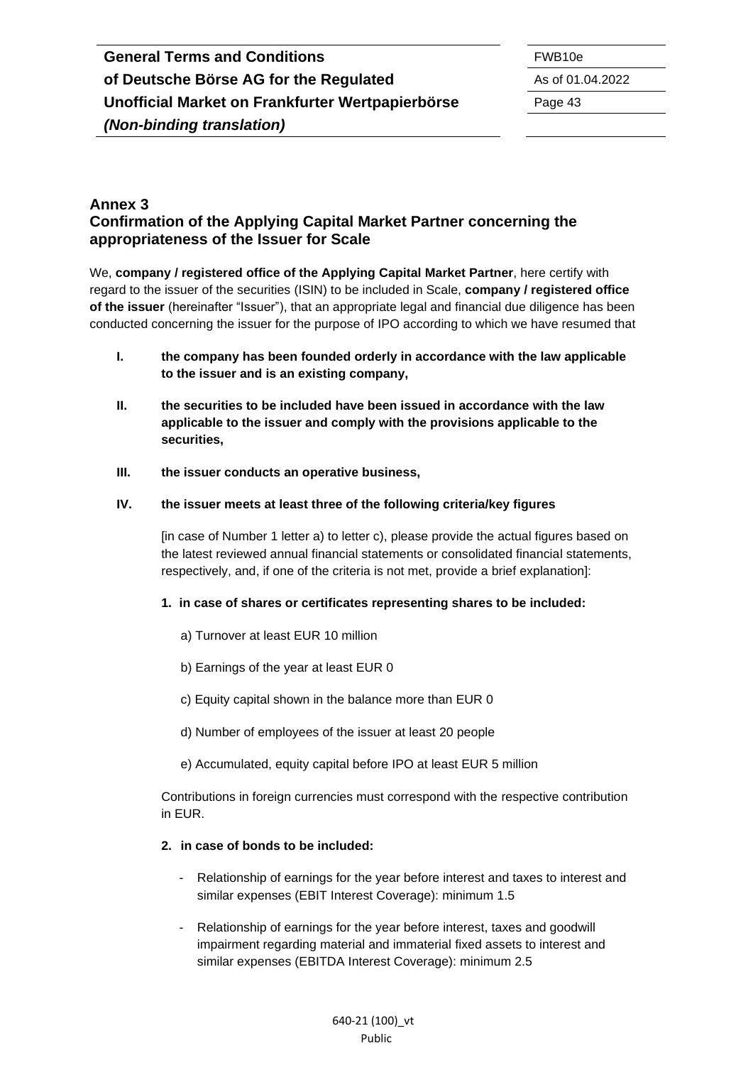## Annex 3
## Confirmation of the Applying Capital Market Partner concerning the appropriateness of the Issuer for Scale

We, **company / registered office of the Applying Capital Market Partner**, here certify with regard to the issuer of the securities (ISIN) to be included in Scale, **company / registered office of the issuer** (hereinafter "Issuer"), that an appropriate legal and financial due diligence has been conducted concerning the issuer for the purpose of IPO according to which we have resumed that

**I. the company has been founded orderly in accordance with the law applicable to the issuer and is an existing company,**

**II. the securities to be included have been issued in accordance with the law applicable to the issuer and comply with the provisions applicable to the securities,**

**III. the issuer conducts an operative business,**

**IV. the issuer meets at least three of the following criteria/key figures**

[in case of Number 1 letter a) to letter c), please provide the actual figures based on the latest reviewed annual financial statements or consolidated financial statements, respectively, and, if one of the criteria is not met, provide a brief explanation]:

**1. in case of shares or certificates representing shares to be included:**

a) Turnover at least EUR 10 million

b) Earnings of the year at least EUR 0

c) Equity capital shown in the balance more than EUR 0

d) Number of employees of the issuer at least 20 people

e) Accumulated, equity capital before IPO at least EUR 5 million

Contributions in foreign currencies must correspond with the respective contribution in EUR.

**2. in case of bonds to be included:**

- Relationship of earnings for the year before interest and taxes to interest and similar expenses (EBIT Interest Coverage): minimum 1.5
- Relationship of earnings for the year before interest, taxes and goodwill impairment regarding material and immaterial fixed assets to interest and similar expenses (EBITDA Interest Coverage): minimum 2.5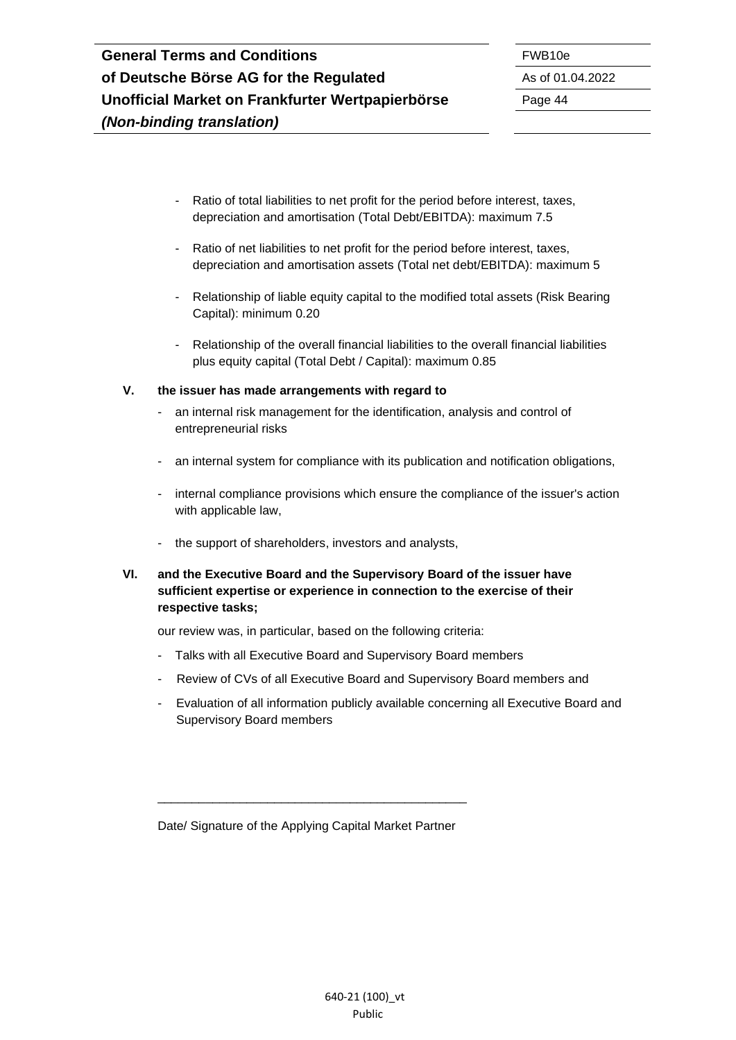- Ratio of total liabilities to net profit for the period before interest, taxes, depreciation and amortisation (Total Debt/EBITDA): maximum 7.5

- Ratio of net liabilities to net profit for the period before interest, taxes, depreciation and amortisation assets (Total net debt/EBITDA): maximum 5

- Relationship of liable equity capital to the modified total assets (Risk Bearing Capital): minimum 0.20

- Relationship of the overall financial liabilities to the overall financial liabilities plus equity capital (Total Debt / Capital): maximum 0.85

**V. the issuer has made arrangements with regard to**

- an internal risk management for the identification, analysis and control of entrepreneurial risks

- an internal system for compliance with its publication and notification obligations,

- internal compliance provisions which ensure the compliance of the issuer's action with applicable law,

- the support of shareholders, investors and analysts,

**VI. and the Executive Board and the Supervisory Board of the issuer have sufficient expertise or experience in connection to the exercise of their respective tasks;**

our review was, in particular, based on the following criteria:

- Talks with all Executive Board and Supervisory Board members
- Review of CVs of all Executive Board and Supervisory Board members and
- Evaluation of all information publicly available concerning all Executive Board and Supervisory Board members

_______________________________________________

Date/ Signature of the Applying Capital Market Partner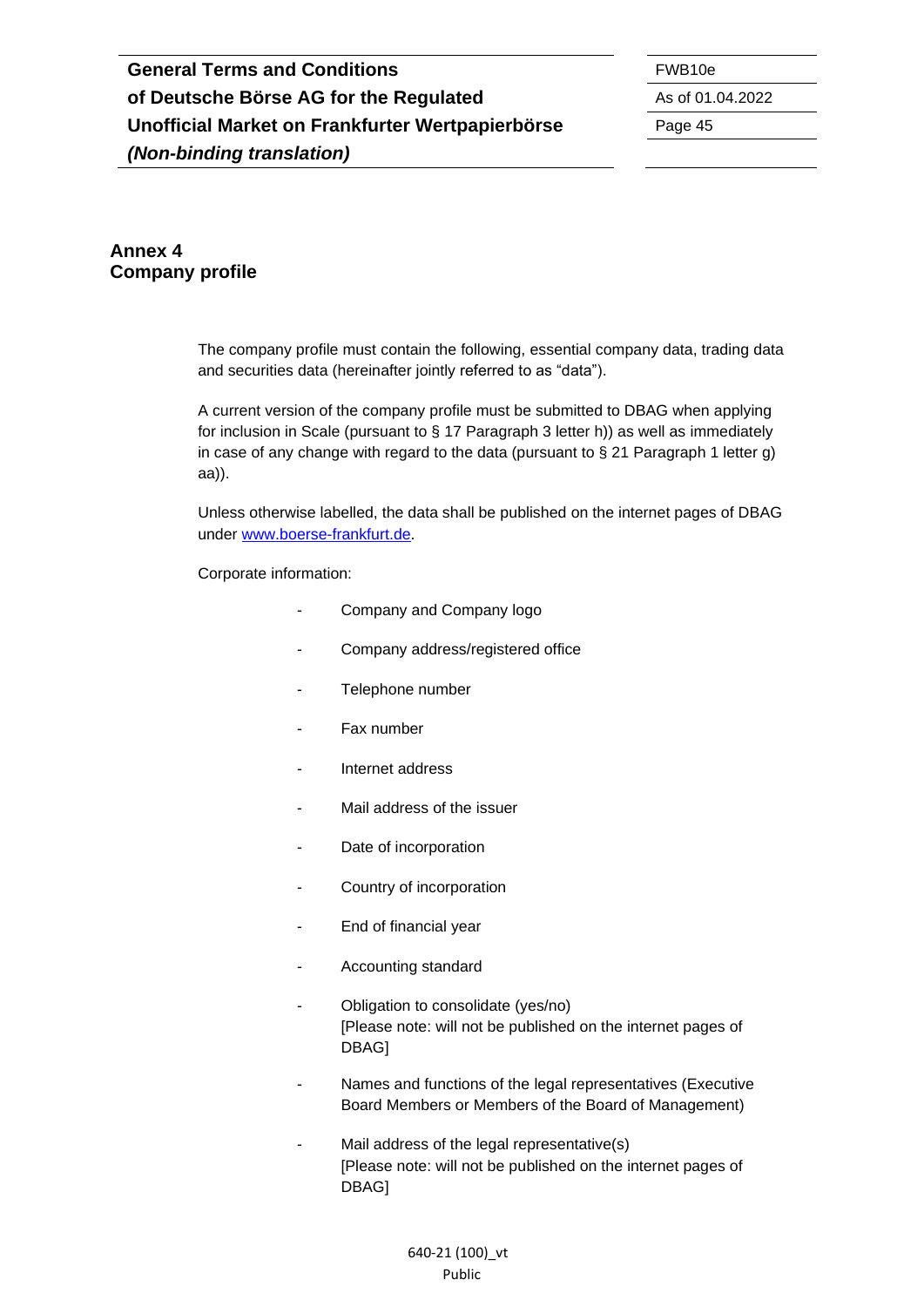# Annex 4
# Company profile

The company profile must contain the following, essential company data, trading data and securities data (hereinafter jointly referred to as "data").

A current version of the company profile must be submitted to DBAG when applying for inclusion in Scale (pursuant to § 17 Paragraph 3 letter h)) as well as immediately in case of any change with regard to the data (pursuant to § 21 Paragraph 1 letter g) aa)).

Unless otherwise labelled, the data shall be published on the internet pages of DBAG under www.boerse-frankfurt.de.

Corporate information:

- Company and Company logo
- Company address/registered office
- Telephone number
- Fax number
- Internet address
- Mail address of the issuer
- Date of incorporation
- Country of incorporation
- End of financial year
- Accounting standard
- Obligation to consolidate (yes/no)
  [Please note: will not be published on the internet pages of DBAG]
- Names and functions of the legal representatives (Executive Board Members or Members of the Board of Management)
- Mail address of the legal representative(s)
  [Please note: will not be published on the internet pages of DBAG]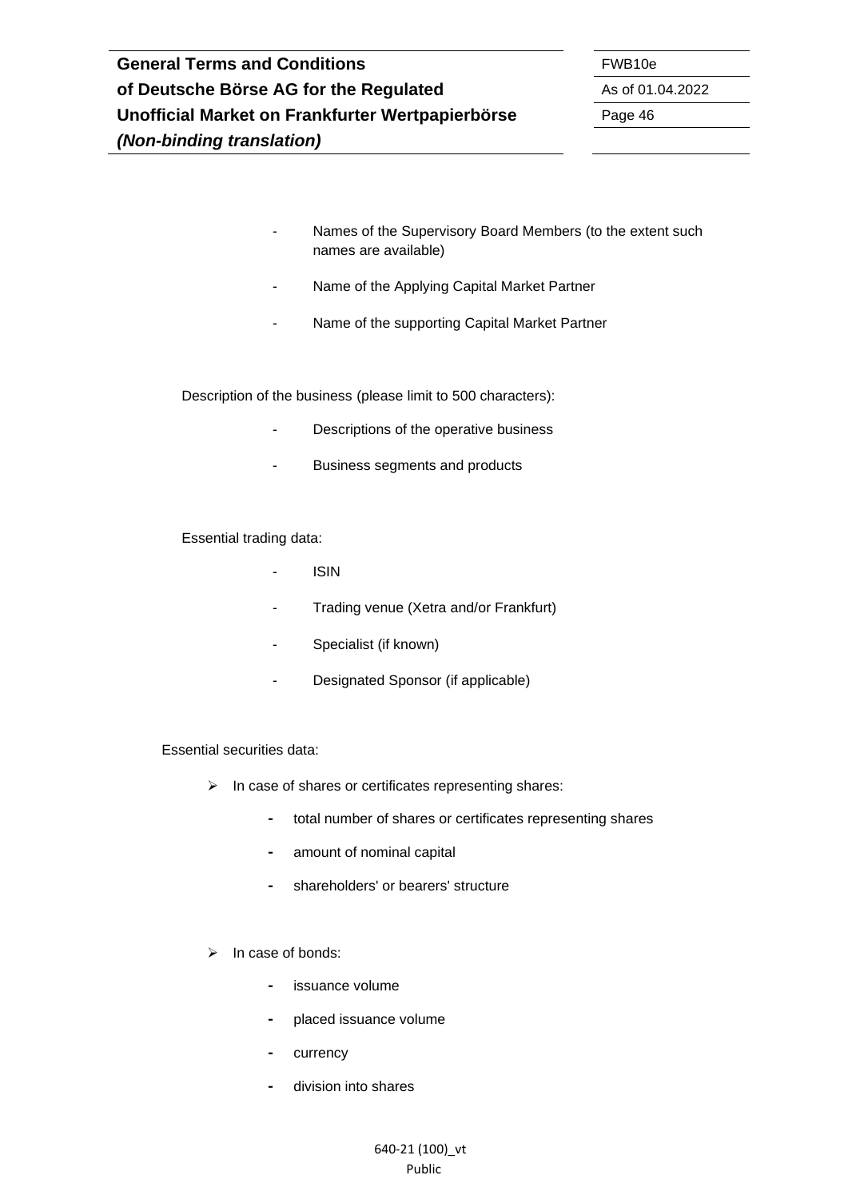- Names of the Supervisory Board Members (to the extent such names are available)
- Name of the Applying Capital Market Partner
- Name of the supporting Capital Market Partner

Description of the business (please limit to 500 characters):

- Descriptions of the operative business
- Business segments and products

Essential trading data:

- ISIN
- Trading venue (Xetra and/or Frankfurt)
- Specialist (if known)
- Designated Sponsor (if applicable)

Essential securities data:

- In case of shares or certificates representing shares:
  - total number of shares or certificates representing shares
  - amount of nominal capital
  - shareholders' or bearers' structure
- In case of bonds:
  - issuance volume
  - placed issuance volume
  - currency
  - division into shares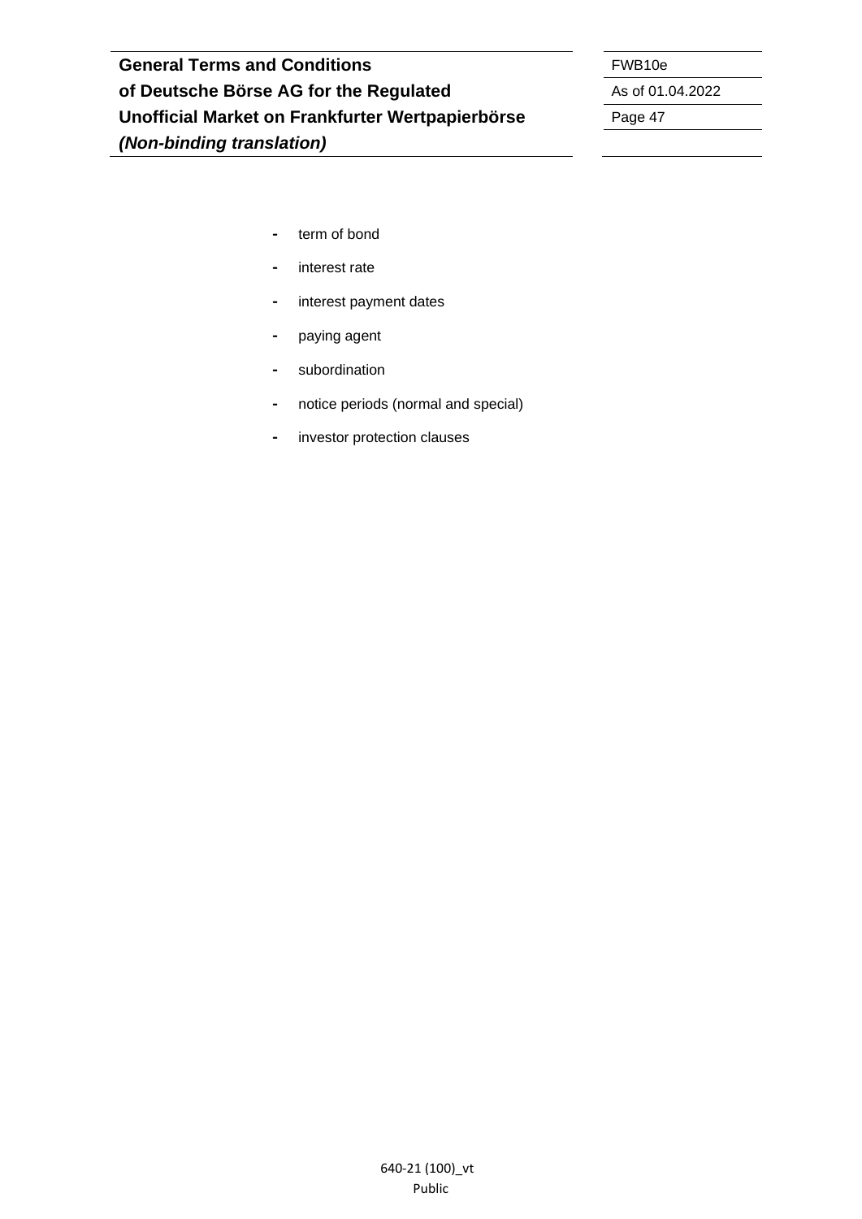- term of bond
- interest rate
- interest payment dates
- paying agent
- subordination
- notice periods (normal and special)
- investor protection clauses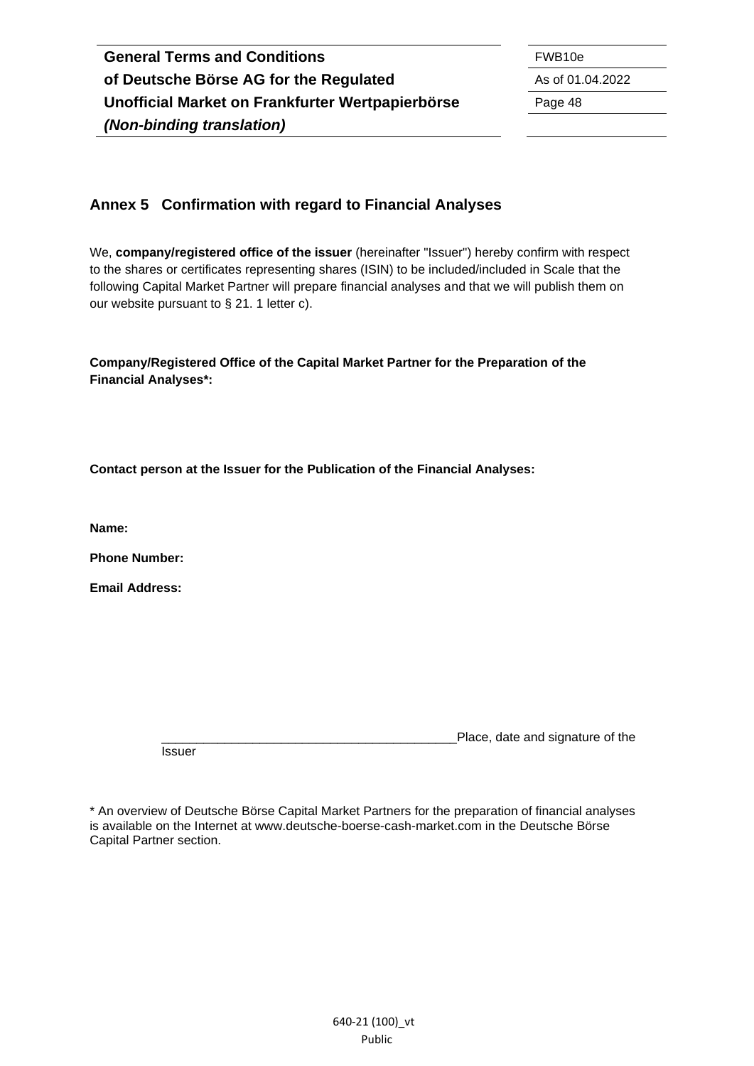## Annex 5 Confirmation with regard to Financial Analyses

We, **company/registered office of the issuer** (hereinafter "Issuer") hereby confirm with respect to the shares or certificates representing shares (ISIN) to be included/included in Scale that the following Capital Market Partner will prepare financial analyses and that we will publish them on our website pursuant to § 21. 1 letter c).

**Company/Registered Office of the Capital Market Partner for the Preparation of the Financial Analyses*:**

**Contact person at the Issuer for the Publication of the Financial Analyses:**

**Name:**

**Phone Number:**

**Email Address:**

__________________________________________Place, date and signature of the Issuer

* An overview of Deutsche Börse Capital Market Partners for the preparation of financial analyses is available on the Internet at www.deutsche-boerse-cash-market.com in the Deutsche Börse Capital Partner section.